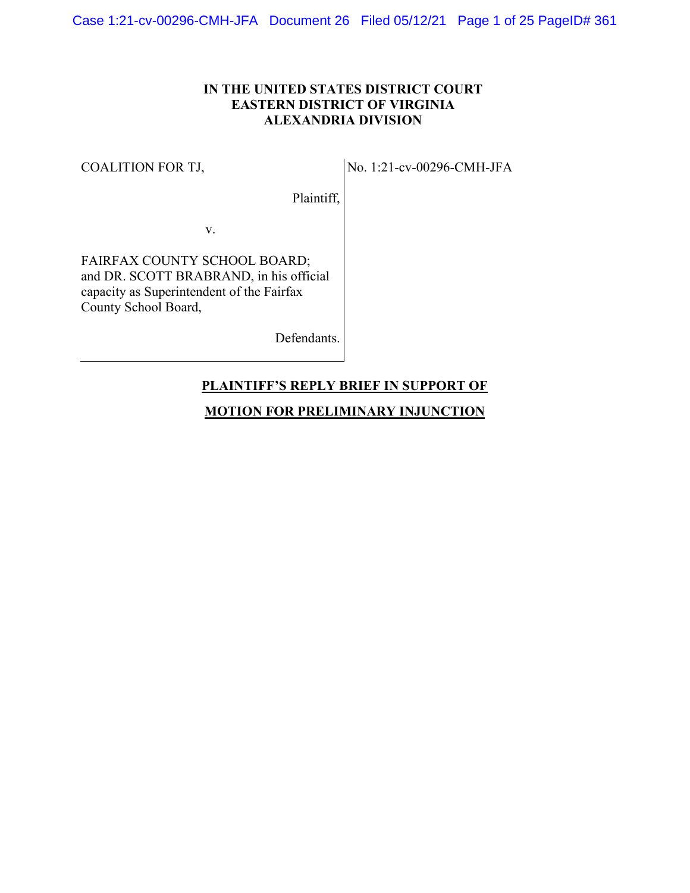**IN THE UNITED STATES DISTRICT COURT**
**EASTERN DISTRICT OF VIRGINIA**
**ALEXANDRIA DIVISION**

| | |
|---|---|
| COALITION FOR TJ,<br><br>Plaintiff,<br><br>v.<br><br>FAIRFAX COUNTY SCHOOL BOARD; and DR. SCOTT BRABRAND, in his official capacity as Superintendent of the Fairfax County School Board,<br><br>Defendants. | No. 1:21-cv-00296-CMH-JFA |

# PLAINTIFF'S REPLY BRIEF IN SUPPORT OF MOTION FOR PRELIMINARY INJUNCTION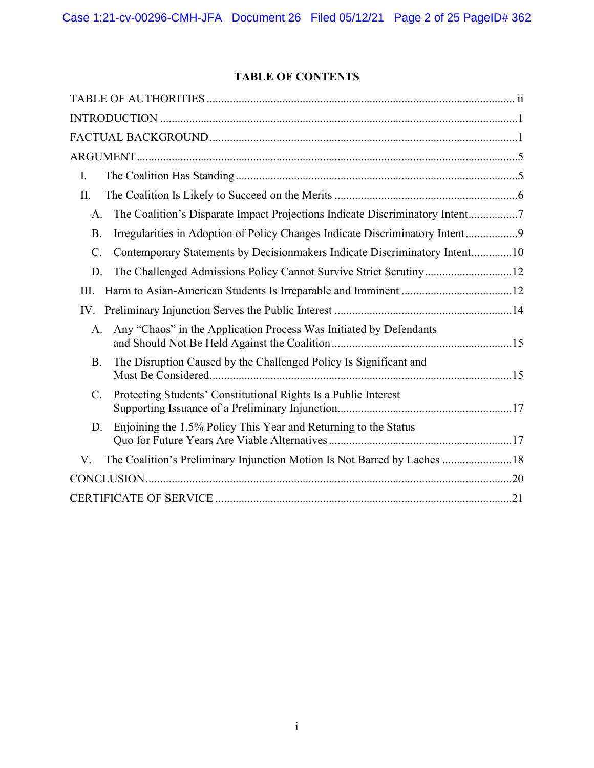# TABLE OF CONTENTS

TABLE OF AUTHORITIES ..... ii

INTRODUCTION ..... 1

FACTUAL BACKGROUND ..... 1

ARGUMENT ..... 5

- I. The Coalition Has Standing ..... 5
- II. The Coalition Is Likely to Succeed on the Merits ..... 6
  - A. The Coalition's Disparate Impact Projections Indicate Discriminatory Intent ..... 7
  - B. Irregularities in Adoption of Policy Changes Indicate Discriminatory Intent ..... 9
  - C. Contemporary Statements by Decisionmakers Indicate Discriminatory Intent ..... 10
  - D. The Challenged Admissions Policy Cannot Survive Strict Scrutiny ..... 12
- III. Harm to Asian-American Students Is Irreparable and Imminent ..... 12
- IV. Preliminary Injunction Serves the Public Interest ..... 14
  - A. Any "Chaos" in the Application Process Was Initiated by Defendants and Should Not Be Held Against the Coalition ..... 15
  - B. The Disruption Caused by the Challenged Policy Is Significant and Must Be Considered ..... 15
  - C. Protecting Students' Constitutional Rights Is a Public Interest Supporting Issuance of a Preliminary Injunction ..... 17
  - D. Enjoining the 1.5% Policy This Year and Returning to the Status Quo for Future Years Are Viable Alternatives ..... 17
- V. The Coalition's Preliminary Injunction Motion Is Not Barred by Laches ..... 18

CONCLUSION ..... 20

CERTIFICATE OF SERVICE ..... 21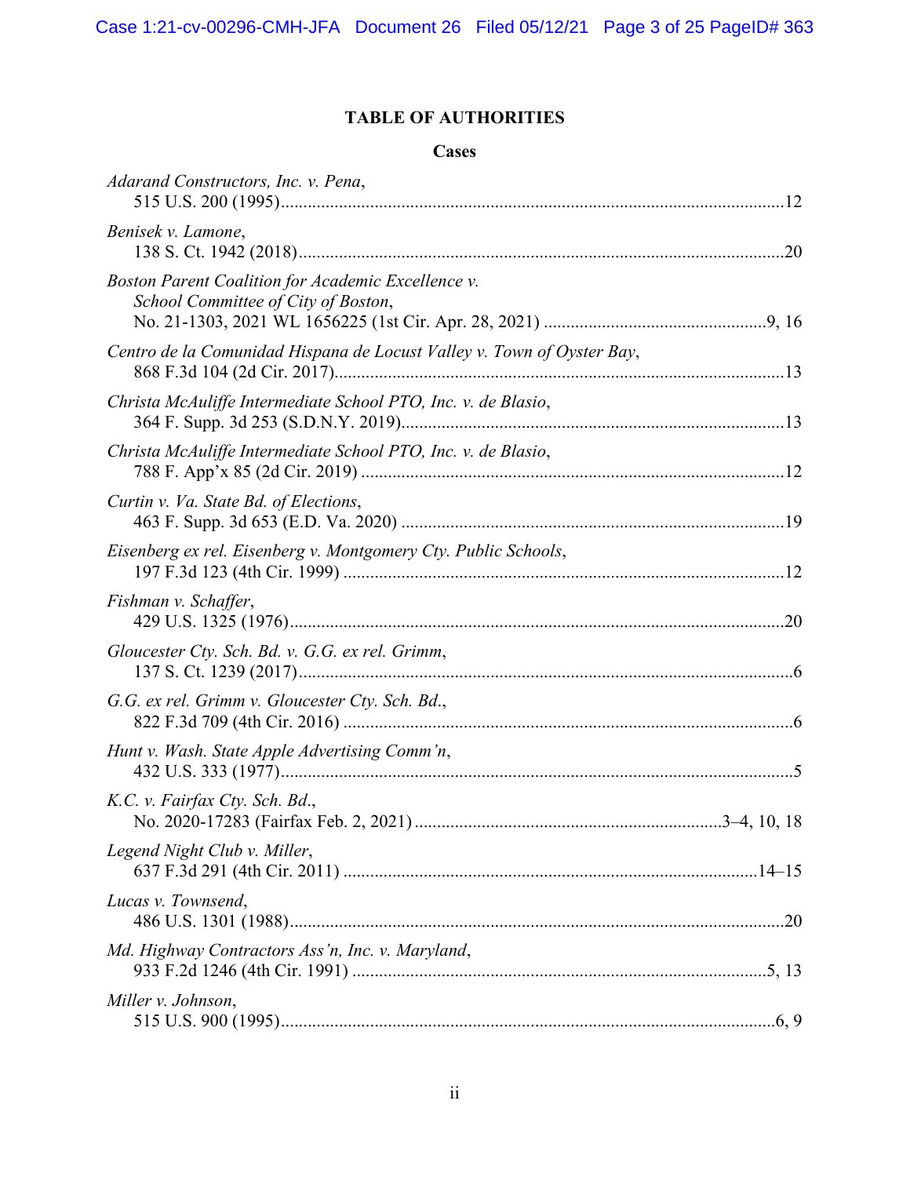# TABLE OF AUTHORITIES

## Cases

*Adarand Constructors, Inc. v. Pena*,
515 U.S. 200 (1995) ........ 12

*Benisek v. Lamone*,
138 S. Ct. 1942 (2018) ........ 20

*Boston Parent Coalition for Academic Excellence v. School Committee of City of Boston*,
No. 21-1303, 2021 WL 1656225 (1st Cir. Apr. 28, 2021) ........ 9, 16

*Centro de la Comunidad Hispana de Locust Valley v. Town of Oyster Bay*,
868 F.3d 104 (2d Cir. 2017) ........ 13

*Christa McAuliffe Intermediate School PTO, Inc. v. de Blasio*,
364 F. Supp. 3d 253 (S.D.N.Y. 2019) ........ 13

*Christa McAuliffe Intermediate School PTO, Inc. v. de Blasio*,
788 F. App'x 85 (2d Cir. 2019) ........ 12

*Curtin v. Va. State Bd. of Elections*,
463 F. Supp. 3d 653 (E.D. Va. 2020) ........ 19

*Eisenberg ex rel. Eisenberg v. Montgomery Cty. Public Schools*,
197 F.3d 123 (4th Cir. 1999) ........ 12

*Fishman v. Schaffer*,
429 U.S. 1325 (1976) ........ 20

*Gloucester Cty. Sch. Bd. v. G.G. ex rel. Grimm*,
137 S. Ct. 1239 (2017) ........ 6

*G.G. ex rel. Grimm v. Gloucester Cty. Sch. Bd.*,
822 F.3d 709 (4th Cir. 2016) ........ 6

*Hunt v. Wash. State Apple Advertising Comm'n*,
432 U.S. 333 (1977) ........ 5

*K.C. v. Fairfax Cty. Sch. Bd.*,
No. 2020-17283 (Fairfax Feb. 2, 2021) ........ 3–4, 10, 18

*Legend Night Club v. Miller*,
637 F.3d 291 (4th Cir. 2011) ........ 14–15

*Lucas v. Townsend*,
486 U.S. 1301 (1988) ........ 20

*Md. Highway Contractors Ass'n, Inc. v. Maryland*,
933 F.2d 1246 (4th Cir. 1991) ........ 5, 13

*Miller v. Johnson*,
515 U.S. 900 (1995) ........ 6, 9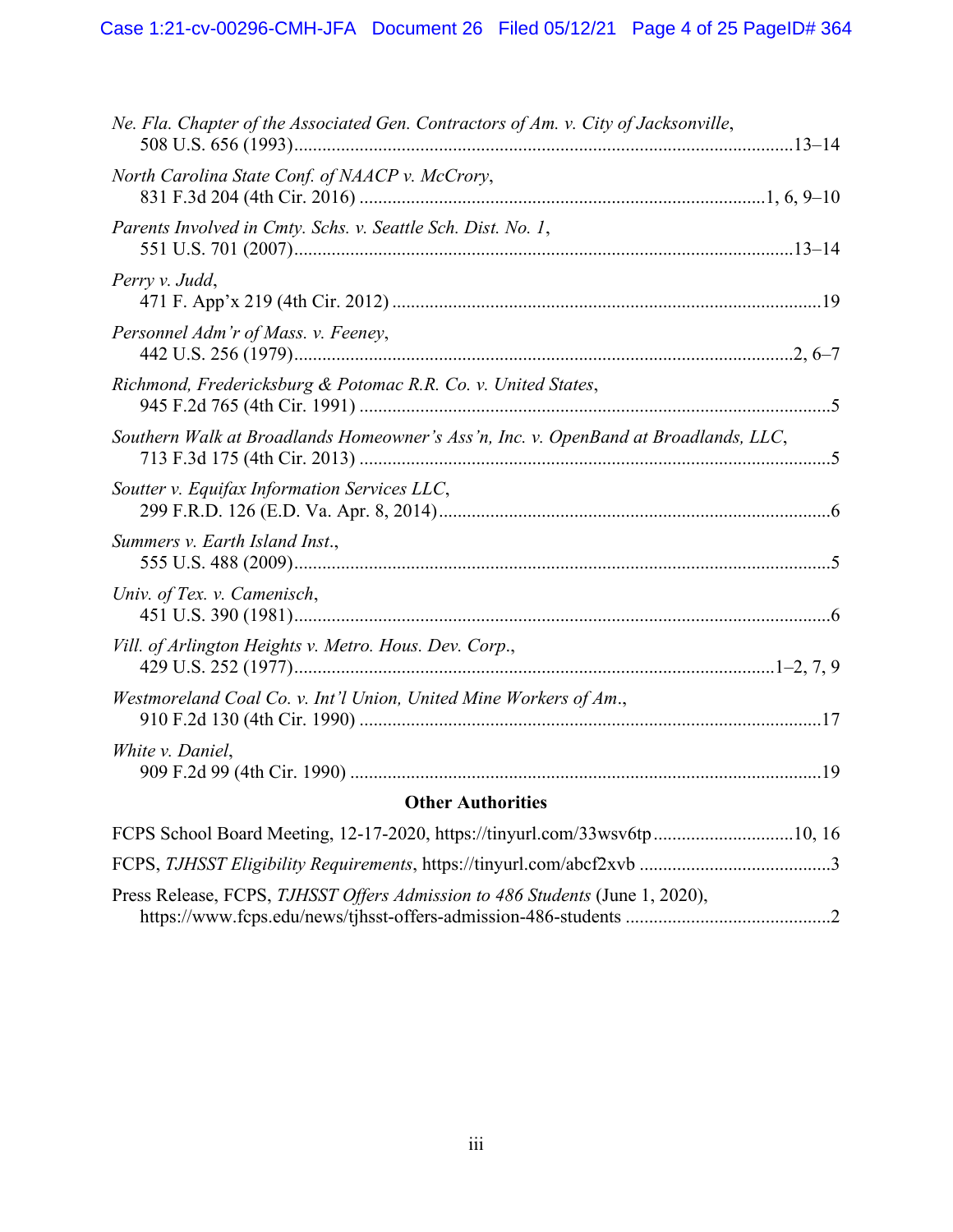*Ne. Fla. Chapter of the Associated Gen. Contractors of Am. v. City of Jacksonville*,
508 U.S. 656 (1993)....13–14

*North Carolina State Conf. of NAACP v. McCrory*,
831 F.3d 204 (4th Cir. 2016) ....1, 6, 9–10

*Parents Involved in Cmty. Schs. v. Seattle Sch. Dist. No. 1*,
551 U.S. 701 (2007)....13–14

*Perry v. Judd*,
471 F. App'x 219 (4th Cir. 2012) ....19

*Personnel Adm'r of Mass. v. Feeney*,
442 U.S. 256 (1979)....2, 6–7

*Richmond, Fredericksburg & Potomac R.R. Co. v. United States*,
945 F.2d 765 (4th Cir. 1991) ....5

*Southern Walk at Broadlands Homeowner's Ass'n, Inc. v. OpenBand at Broadlands, LLC*,
713 F.3d 175 (4th Cir. 2013) ....5

*Soutter v. Equifax Information Services LLC*,
299 F.R.D. 126 (E.D. Va. Apr. 8, 2014)....6

*Summers v. Earth Island Inst.*,
555 U.S. 488 (2009)....5

*Univ. of Tex. v. Camenisch*,
451 U.S. 390 (1981)....6

*Vill. of Arlington Heights v. Metro. Hous. Dev. Corp.*,
429 U.S. 252 (1977)....1–2, 7, 9

*Westmoreland Coal Co. v. Int'l Union, United Mine Workers of Am.*,
910 F.2d 130 (4th Cir. 1990) ....17

*White v. Daniel*,
909 F.2d 99 (4th Cir. 1990) ....19

**Other Authorities**

FCPS School Board Meeting, 12-17-2020, https://tinyurl.com/33wsv6tp....10, 16

FCPS, *TJHSST Eligibility Requirements*, https://tinyurl.com/abcf2xvb ....3

Press Release, FCPS, *TJHSST Offers Admission to 486 Students* (June 1, 2020),
https://www.fcps.edu/news/tjhsst-offers-admission-486-students ....2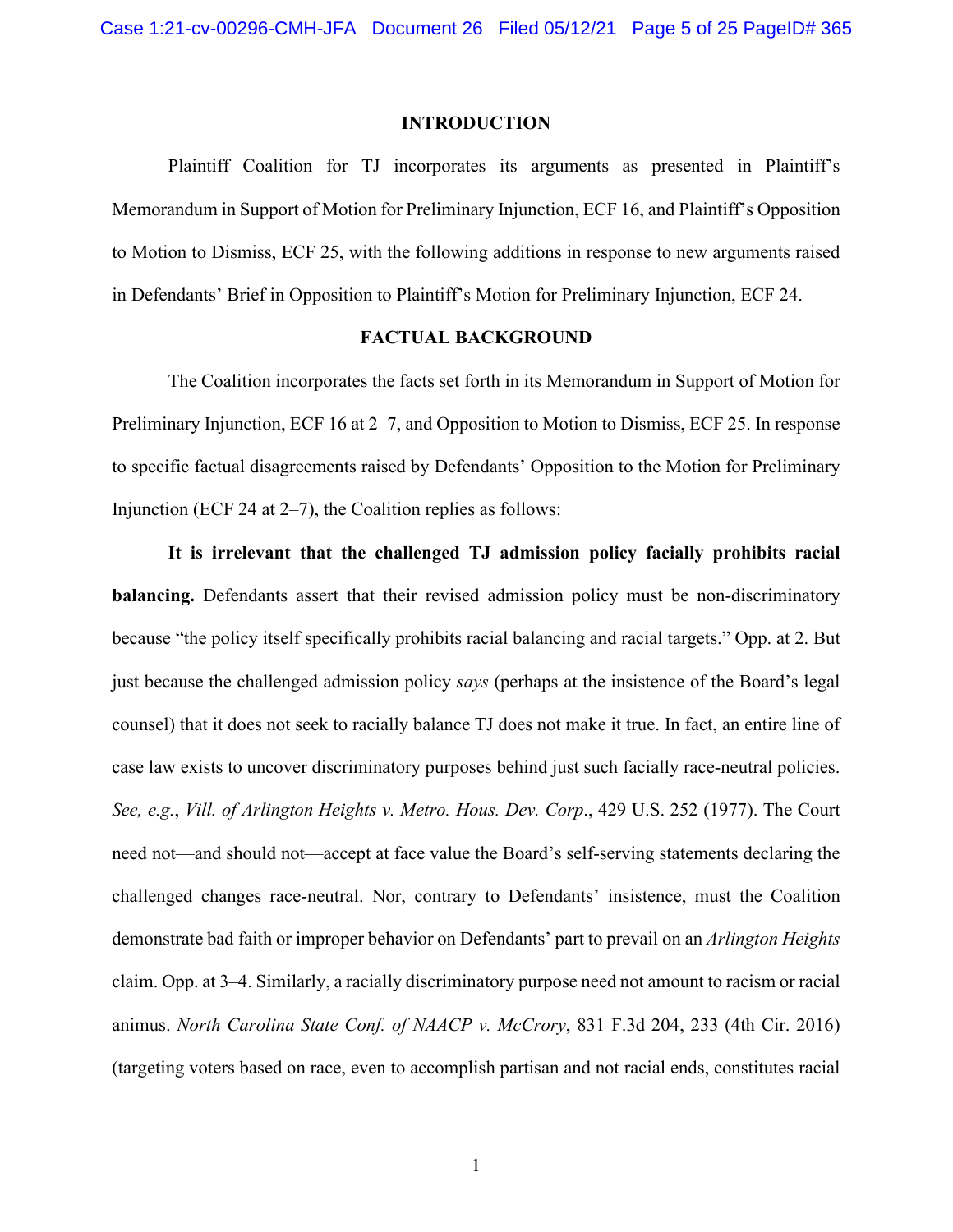## INTRODUCTION

Plaintiff Coalition for TJ incorporates its arguments as presented in Plaintiff's Memorandum in Support of Motion for Preliminary Injunction, ECF 16, and Plaintiff's Opposition to Motion to Dismiss, ECF 25, with the following additions in response to new arguments raised in Defendants' Brief in Opposition to Plaintiff's Motion for Preliminary Injunction, ECF 24.

## FACTUAL BACKGROUND

The Coalition incorporates the facts set forth in its Memorandum in Support of Motion for Preliminary Injunction, ECF 16 at 2–7, and Opposition to Motion to Dismiss, ECF 25. In response to specific factual disagreements raised by Defendants' Opposition to the Motion for Preliminary Injunction (ECF 24 at 2–7), the Coalition replies as follows:

**It is irrelevant that the challenged TJ admission policy facially prohibits racial balancing.** Defendants assert that their revised admission policy must be non-discriminatory because "the policy itself specifically prohibits racial balancing and racial targets." Opp. at 2. But just because the challenged admission policy *says* (perhaps at the insistence of the Board's legal counsel) that it does not seek to racially balance TJ does not make it true. In fact, an entire line of case law exists to uncover discriminatory purposes behind just such facially race-neutral policies. *See, e.g.*, *Vill. of Arlington Heights v. Metro. Hous. Dev. Corp*., 429 U.S. 252 (1977). The Court need not—and should not—accept at face value the Board's self-serving statements declaring the challenged changes race-neutral. Nor, contrary to Defendants' insistence, must the Coalition demonstrate bad faith or improper behavior on Defendants' part to prevail on an *Arlington Heights* claim. Opp. at 3–4. Similarly, a racially discriminatory purpose need not amount to racism or racial animus. *North Carolina State Conf. of NAACP v. McCrory*, 831 F.3d 204, 233 (4th Cir. 2016) (targeting voters based on race, even to accomplish partisan and not racial ends, constitutes racial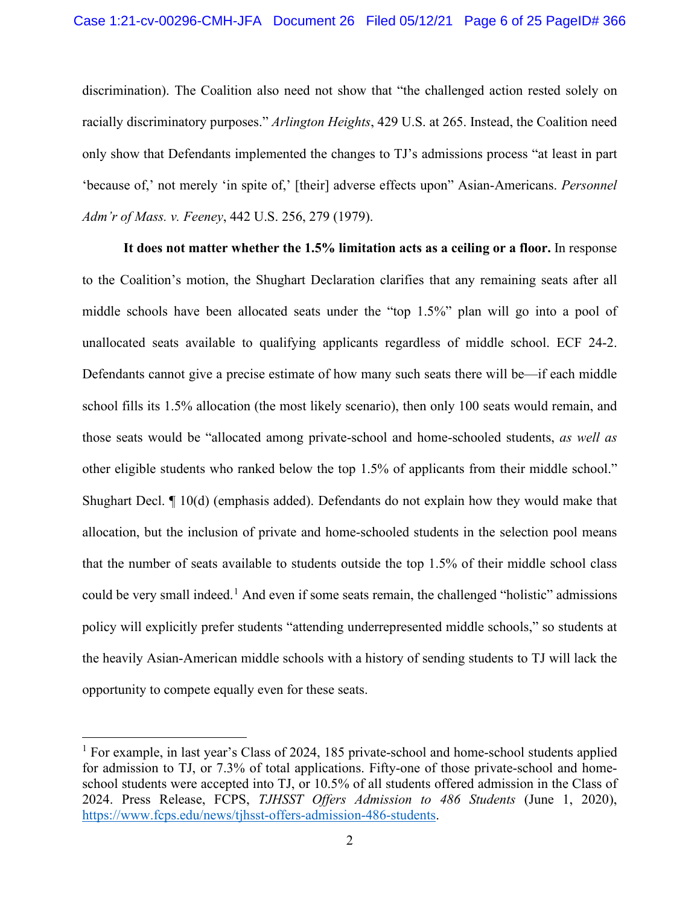discrimination). The Coalition also need not show that "the challenged action rested solely on racially discriminatory purposes." *Arlington Heights*, 429 U.S. at 265. Instead, the Coalition need only show that Defendants implemented the changes to TJ's admissions process "at least in part 'because of,' not merely 'in spite of,' [their] adverse effects upon" Asian-Americans. *Personnel Adm'r of Mass. v. Feeney*, 442 U.S. 256, 279 (1979).

**It does not matter whether the 1.5% limitation acts as a ceiling or a floor.** In response to the Coalition's motion, the Shughart Declaration clarifies that any remaining seats after all middle schools have been allocated seats under the "top 1.5%" plan will go into a pool of unallocated seats available to qualifying applicants regardless of middle school. ECF 24-2. Defendants cannot give a precise estimate of how many such seats there will be—if each middle school fills its 1.5% allocation (the most likely scenario), then only 100 seats would remain, and those seats would be "allocated among private-school and home-schooled students, *as well as* other eligible students who ranked below the top 1.5% of applicants from their middle school." Shughart Decl. ¶ 10(d) (emphasis added). Defendants do not explain how they would make that allocation, but the inclusion of private and home-schooled students in the selection pool means that the number of seats available to students outside the top 1.5% of their middle school class could be very small indeed.[1] And even if some seats remain, the challenged "holistic" admissions policy will explicitly prefer students "attending underrepresented middle schools," so students at the heavily Asian-American middle schools with a history of sending students to TJ will lack the opportunity to compete equally even for these seats.

---

[1] For example, in last year's Class of 2024, 185 private-school and home-school students applied for admission to TJ, or 7.3% of total applications. Fifty-one of those private-school and home-school students were accepted into TJ, or 10.5% of all students offered admission in the Class of 2024. Press Release, FCPS, *TJHSST Offers Admission to 486 Students* (June 1, 2020), https://www.fcps.edu/news/tjhsst-offers-admission-486-students.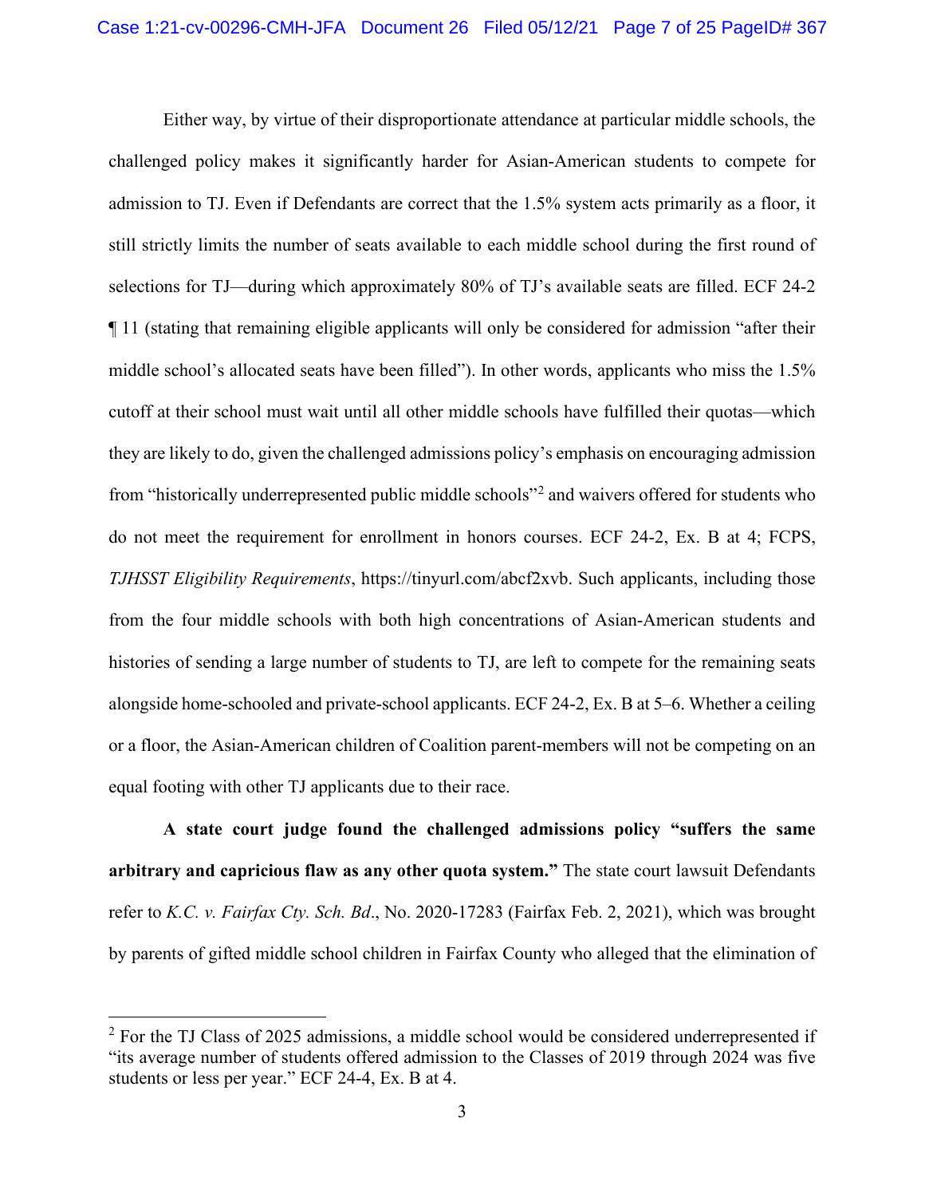Either way, by virtue of their disproportionate attendance at particular middle schools, the challenged policy makes it significantly harder for Asian-American students to compete for admission to TJ. Even if Defendants are correct that the 1.5% system acts primarily as a floor, it still strictly limits the number of seats available to each middle school during the first round of selections for TJ—during which approximately 80% of TJ's available seats are filled. ECF 24-2 ¶ 11 (stating that remaining eligible applicants will only be considered for admission "after their middle school's allocated seats have been filled"). In other words, applicants who miss the 1.5% cutoff at their school must wait until all other middle schools have fulfilled their quotas—which they are likely to do, given the challenged admissions policy's emphasis on encouraging admission from "historically underrepresented public middle schools"[2] and waivers offered for students who do not meet the requirement for enrollment in honors courses. ECF 24-2, Ex. B at 4; FCPS, *TJHSST Eligibility Requirements*, https://tinyurl.com/abcf2xvb. Such applicants, including those from the four middle schools with both high concentrations of Asian-American students and histories of sending a large number of students to TJ, are left to compete for the remaining seats alongside home-schooled and private-school applicants. ECF 24-2, Ex. B at 5–6. Whether a ceiling or a floor, the Asian-American children of Coalition parent-members will not be competing on an equal footing with other TJ applicants due to their race.

**A state court judge found the challenged admissions policy "suffers the same arbitrary and capricious flaw as any other quota system."** The state court lawsuit Defendants refer to *K.C. v. Fairfax Cty. Sch. Bd.*, No. 2020-17283 (Fairfax Feb. 2, 2021), which was brought by parents of gifted middle school children in Fairfax County who alleged that the elimination of

---

[2] For the TJ Class of 2025 admissions, a middle school would be considered underrepresented if "its average number of students offered admission to the Classes of 2019 through 2024 was five students or less per year." ECF 24-4, Ex. B at 4.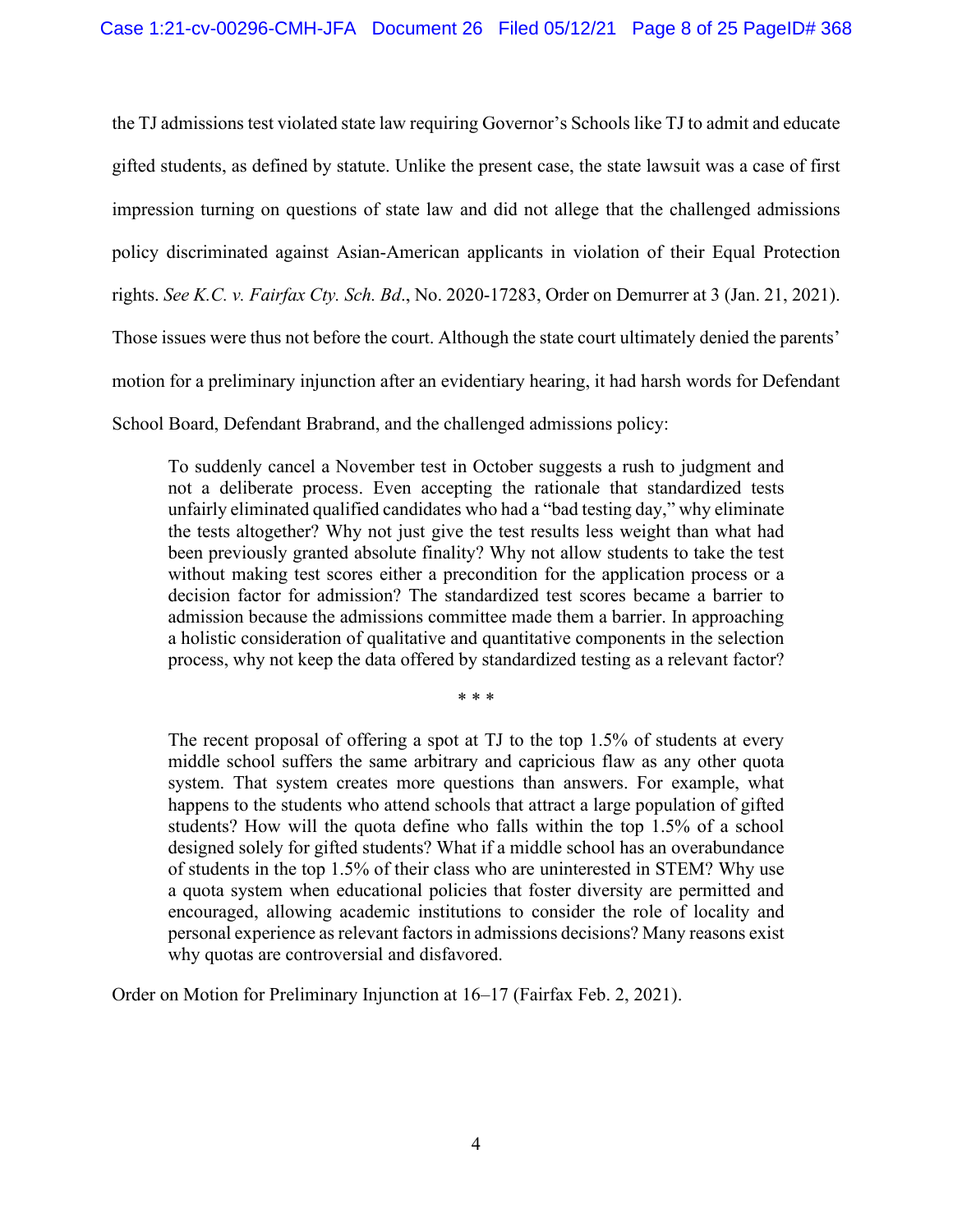the TJ admissions test violated state law requiring Governor's Schools like TJ to admit and educate gifted students, as defined by statute. Unlike the present case, the state lawsuit was a case of first impression turning on questions of state law and did not allege that the challenged admissions policy discriminated against Asian-American applicants in violation of their Equal Protection rights. *See K.C. v. Fairfax Cty. Sch. Bd.*, No. 2020-17283, Order on Demurrer at 3 (Jan. 21, 2021). Those issues were thus not before the court. Although the state court ultimately denied the parents' motion for a preliminary injunction after an evidentiary hearing, it had harsh words for Defendant School Board, Defendant Brabrand, and the challenged admissions policy:

> To suddenly cancel a November test in October suggests a rush to judgment and not a deliberate process. Even accepting the rationale that standardized tests unfairly eliminated qualified candidates who had a "bad testing day," why eliminate the tests altogether? Why not just give the test results less weight than what had been previously granted absolute finality? Why not allow students to take the test without making test scores either a precondition for the application process or a decision factor for admission? The standardized test scores became a barrier to admission because the admissions committee made them a barrier. In approaching a holistic consideration of qualitative and quantitative components in the selection process, why not keep the data offered by standardized testing as a relevant factor?
>
> \* \* \*
>
> The recent proposal of offering a spot at TJ to the top 1.5% of students at every middle school suffers the same arbitrary and capricious flaw as any other quota system. That system creates more questions than answers. For example, what happens to the students who attend schools that attract a large population of gifted students? How will the quota define who falls within the top 1.5% of a school designed solely for gifted students? What if a middle school has an overabundance of students in the top 1.5% of their class who are uninterested in STEM? Why use a quota system when educational policies that foster diversity are permitted and encouraged, allowing academic institutions to consider the role of locality and personal experience as relevant factors in admissions decisions? Many reasons exist why quotas are controversial and disfavored.

Order on Motion for Preliminary Injunction at 16–17 (Fairfax Feb. 2, 2021).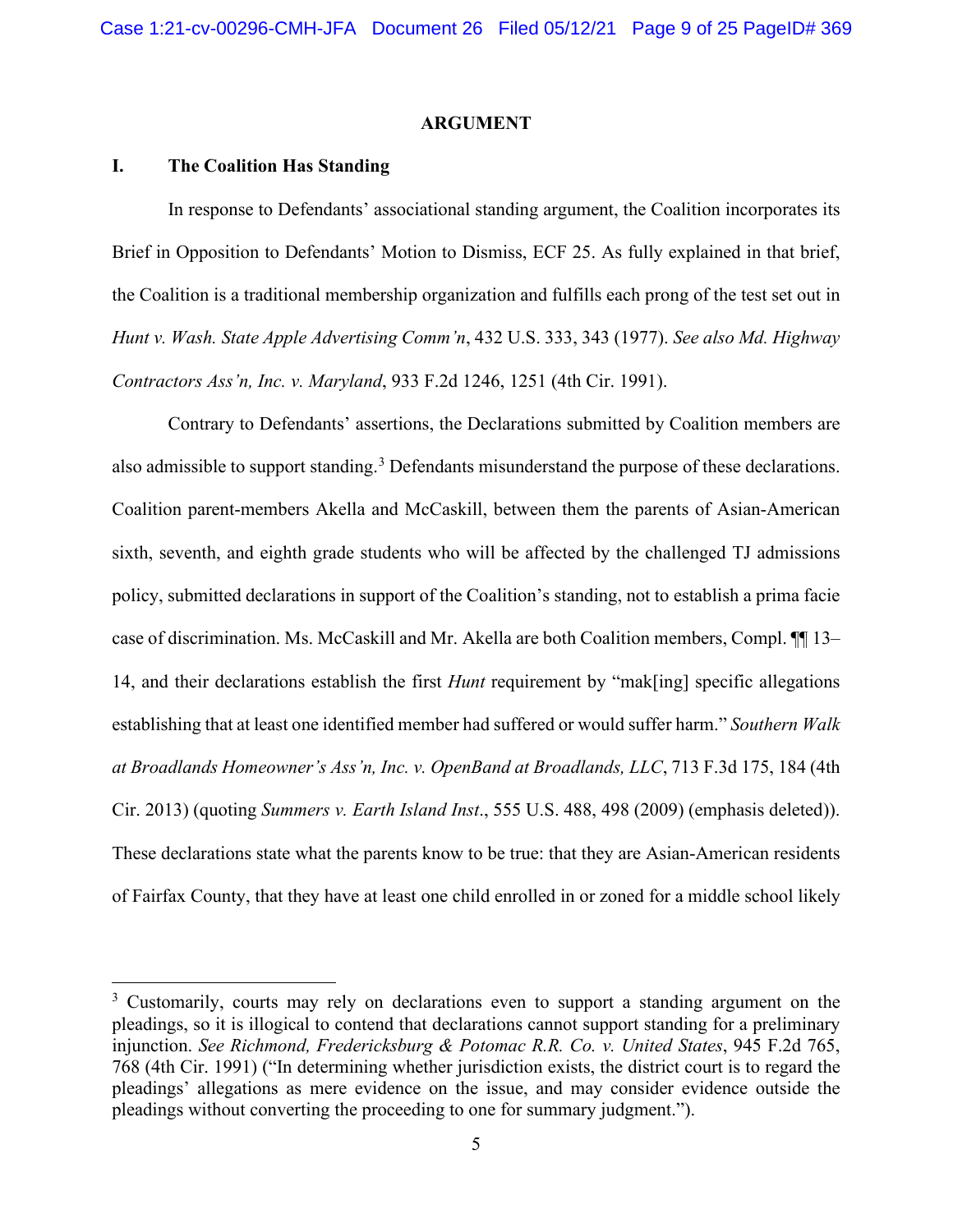## ARGUMENT

### I. The Coalition Has Standing

In response to Defendants' associational standing argument, the Coalition incorporates its Brief in Opposition to Defendants' Motion to Dismiss, ECF 25. As fully explained in that brief, the Coalition is a traditional membership organization and fulfills each prong of the test set out in *Hunt v. Wash. State Apple Advertising Comm'n*, 432 U.S. 333, 343 (1977). *See also Md. Highway Contractors Ass'n, Inc. v. Maryland*, 933 F.2d 1246, 1251 (4th Cir. 1991).

Contrary to Defendants' assertions, the Declarations submitted by Coalition members are also admissible to support standing.[3] Defendants misunderstand the purpose of these declarations. Coalition parent-members Akella and McCaskill, between them the parents of Asian-American sixth, seventh, and eighth grade students who will be affected by the challenged TJ admissions policy, submitted declarations in support of the Coalition's standing, not to establish a prima facie case of discrimination. Ms. McCaskill and Mr. Akella are both Coalition members, Compl. ¶¶ 13–14, and their declarations establish the first *Hunt* requirement by "mak[ing] specific allegations establishing that at least one identified member had suffered or would suffer harm." *Southern Walk at Broadlands Homeowner's Ass'n, Inc. v. OpenBand at Broadlands, LLC*, 713 F.3d 175, 184 (4th Cir. 2013) (quoting *Summers v. Earth Island Inst*., 555 U.S. 488, 498 (2009) (emphasis deleted)). These declarations state what the parents know to be true: that they are Asian-American residents of Fairfax County, that they have at least one child enrolled in or zoned for a middle school likely

---

[3] Customarily, courts may rely on declarations even to support a standing argument on the pleadings, so it is illogical to contend that declarations cannot support standing for a preliminary injunction. *See Richmond, Fredericksburg & Potomac R.R. Co. v. United States*, 945 F.2d 765, 768 (4th Cir. 1991) ("In determining whether jurisdiction exists, the district court is to regard the pleadings' allegations as mere evidence on the issue, and may consider evidence outside the pleadings without converting the proceeding to one for summary judgment.").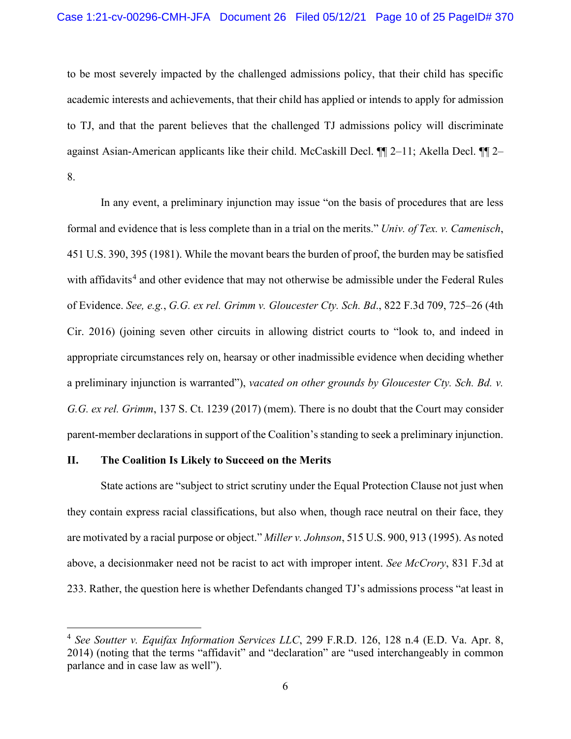to be most severely impacted by the challenged admissions policy, that their child has specific academic interests and achievements, that their child has applied or intends to apply for admission to TJ, and that the parent believes that the challenged TJ admissions policy will discriminate against Asian-American applicants like their child. McCaskill Decl. ¶¶ 2–11; Akella Decl. ¶¶ 2–8.

In any event, a preliminary injunction may issue "on the basis of procedures that are less formal and evidence that is less complete than in a trial on the merits." *Univ. of Tex. v. Camenisch*, 451 U.S. 390, 395 (1981). While the movant bears the burden of proof, the burden may be satisfied with affidavits[4] and other evidence that may not otherwise be admissible under the Federal Rules of Evidence. *See, e.g.*, *G.G. ex rel. Grimm v. Gloucester Cty. Sch. Bd*., 822 F.3d 709, 725–26 (4th Cir. 2016) (joining seven other circuits in allowing district courts to "look to, and indeed in appropriate circumstances rely on, hearsay or other inadmissible evidence when deciding whether a preliminary injunction is warranted"), *vacated on other grounds by Gloucester Cty. Sch. Bd. v. G.G. ex rel. Grimm*, 137 S. Ct. 1239 (2017) (mem). There is no doubt that the Court may consider parent-member declarations in support of the Coalition's standing to seek a preliminary injunction.

## II. The Coalition Is Likely to Succeed on the Merits

State actions are "subject to strict scrutiny under the Equal Protection Clause not just when they contain express racial classifications, but also when, though race neutral on their face, they are motivated by a racial purpose or object." *Miller v. Johnson*, 515 U.S. 900, 913 (1995). As noted above, a decisionmaker need not be racist to act with improper intent. *See McCrory*, 831 F.3d at 233. Rather, the question here is whether Defendants changed TJ's admissions process "at least in

---

[4] *See Soutter v. Equifax Information Services LLC*, 299 F.R.D. 126, 128 n.4 (E.D. Va. Apr. 8, 2014) (noting that the terms "affidavit" and "declaration" are "used interchangeably in common parlance and in case law as well").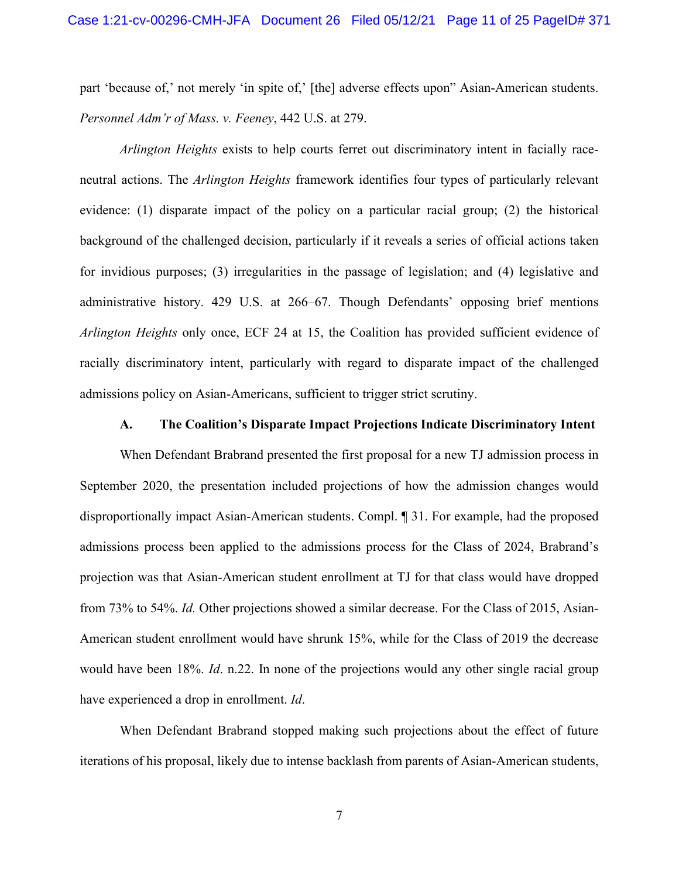part 'because of,' not merely 'in spite of,' [the] adverse effects upon" Asian-American students. *Personnel Adm'r of Mass. v. Feeney*, 442 U.S. at 279.

*Arlington Heights* exists to help courts ferret out discriminatory intent in facially race-neutral actions. The *Arlington Heights* framework identifies four types of particularly relevant evidence: (1) disparate impact of the policy on a particular racial group; (2) the historical background of the challenged decision, particularly if it reveals a series of official actions taken for invidious purposes; (3) irregularities in the passage of legislation; and (4) legislative and administrative history. 429 U.S. at 266–67. Though Defendants' opposing brief mentions *Arlington Heights* only once, ECF 24 at 15, the Coalition has provided sufficient evidence of racially discriminatory intent, particularly with regard to disparate impact of the challenged admissions policy on Asian-Americans, sufficient to trigger strict scrutiny.

### A. The Coalition's Disparate Impact Projections Indicate Discriminatory Intent

When Defendant Brabrand presented the first proposal for a new TJ admission process in September 2020, the presentation included projections of how the admission changes would disproportionally impact Asian-American students. Compl. ¶ 31. For example, had the proposed admissions process been applied to the admissions process for the Class of 2024, Brabrand's projection was that Asian-American student enrollment at TJ for that class would have dropped from 73% to 54%. *Id.* Other projections showed a similar decrease. For the Class of 2015, Asian-American student enrollment would have shrunk 15%, while for the Class of 2019 the decrease would have been 18%. *Id*. n.22. In none of the projections would any other single racial group have experienced a drop in enrollment. *Id*.

When Defendant Brabrand stopped making such projections about the effect of future iterations of his proposal, likely due to intense backlash from parents of Asian-American students,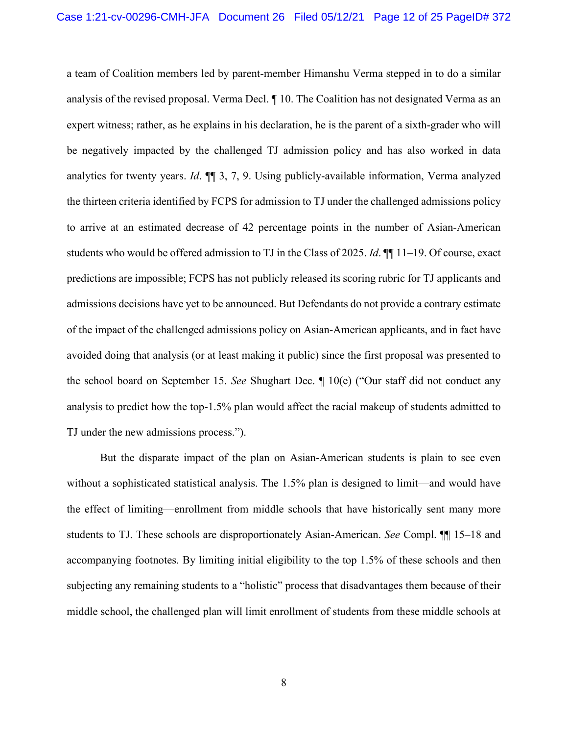a team of Coalition members led by parent-member Himanshu Verma stepped in to do a similar analysis of the revised proposal. Verma Decl. ¶ 10. The Coalition has not designated Verma as an expert witness; rather, as he explains in his declaration, he is the parent of a sixth-grader who will be negatively impacted by the challenged TJ admission policy and has also worked in data analytics for twenty years. *Id*. ¶¶ 3, 7, 9. Using publicly-available information, Verma analyzed the thirteen criteria identified by FCPS for admission to TJ under the challenged admissions policy to arrive at an estimated decrease of 42 percentage points in the number of Asian-American students who would be offered admission to TJ in the Class of 2025. *Id*. ¶¶ 11–19. Of course, exact predictions are impossible; FCPS has not publicly released its scoring rubric for TJ applicants and admissions decisions have yet to be announced. But Defendants do not provide a contrary estimate of the impact of the challenged admissions policy on Asian-American applicants, and in fact have avoided doing that analysis (or at least making it public) since the first proposal was presented to the school board on September 15. *See* Shughart Dec. ¶ 10(e) ("Our staff did not conduct any analysis to predict how the top-1.5% plan would affect the racial makeup of students admitted to TJ under the new admissions process.").

But the disparate impact of the plan on Asian-American students is plain to see even without a sophisticated statistical analysis. The 1.5% plan is designed to limit—and would have the effect of limiting—enrollment from middle schools that have historically sent many more students to TJ. These schools are disproportionately Asian-American. *See* Compl. ¶¶ 15–18 and accompanying footnotes. By limiting initial eligibility to the top 1.5% of these schools and then subjecting any remaining students to a "holistic" process that disadvantages them because of their middle school, the challenged plan will limit enrollment of students from these middle schools at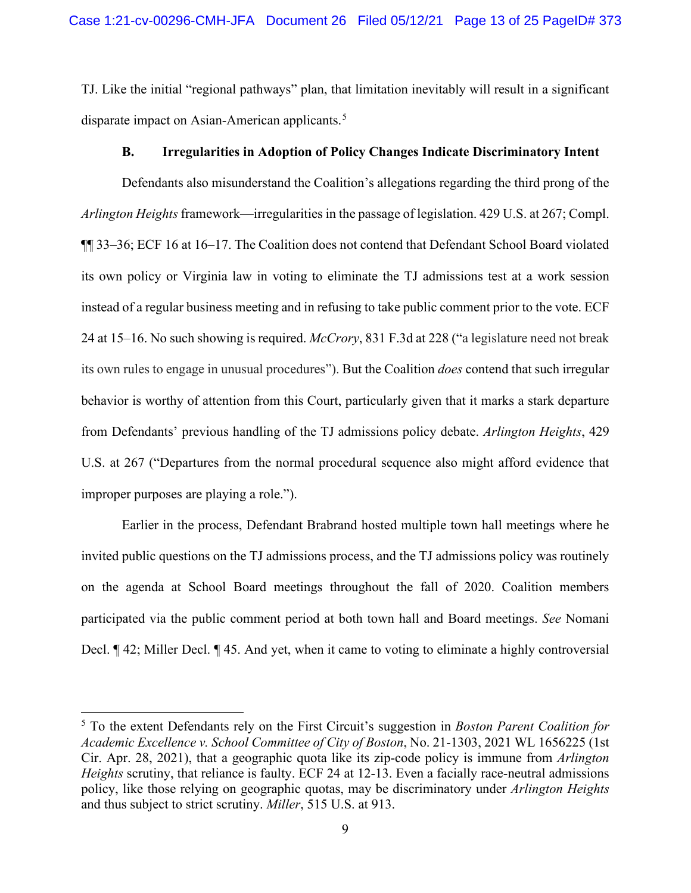TJ. Like the initial "regional pathways" plan, that limitation inevitably will result in a significant disparate impact on Asian-American applicants.[5]

### B. Irregularities in Adoption of Policy Changes Indicate Discriminatory Intent

Defendants also misunderstand the Coalition's allegations regarding the third prong of the *Arlington Heights* framework—irregularities in the passage of legislation. 429 U.S. at 267; Compl. ¶¶ 33–36; ECF 16 at 16–17. The Coalition does not contend that Defendant School Board violated its own policy or Virginia law in voting to eliminate the TJ admissions test at a work session instead of a regular business meeting and in refusing to take public comment prior to the vote. ECF 24 at 15–16. No such showing is required. *McCrory*, 831 F.3d at 228 ("a legislature need not break its own rules to engage in unusual procedures"). But the Coalition *does* contend that such irregular behavior is worthy of attention from this Court, particularly given that it marks a stark departure from Defendants' previous handling of the TJ admissions policy debate. *Arlington Heights*, 429 U.S. at 267 ("Departures from the normal procedural sequence also might afford evidence that improper purposes are playing a role.").

Earlier in the process, Defendant Brabrand hosted multiple town hall meetings where he invited public questions on the TJ admissions process, and the TJ admissions policy was routinely on the agenda at School Board meetings throughout the fall of 2020. Coalition members participated via the public comment period at both town hall and Board meetings. *See* Nomani Decl. ¶ 42; Miller Decl. ¶ 45. And yet, when it came to voting to eliminate a highly controversial

---

[5] To the extent Defendants rely on the First Circuit's suggestion in *Boston Parent Coalition for Academic Excellence v. School Committee of City of Boston*, No. 21-1303, 2021 WL 1656225 (1st Cir. Apr. 28, 2021), that a geographic quota like its zip-code policy is immune from *Arlington Heights* scrutiny, that reliance is faulty. ECF 24 at 12-13. Even a facially race-neutral admissions policy, like those relying on geographic quotas, may be discriminatory under *Arlington Heights* and thus subject to strict scrutiny. *Miller*, 515 U.S. at 913.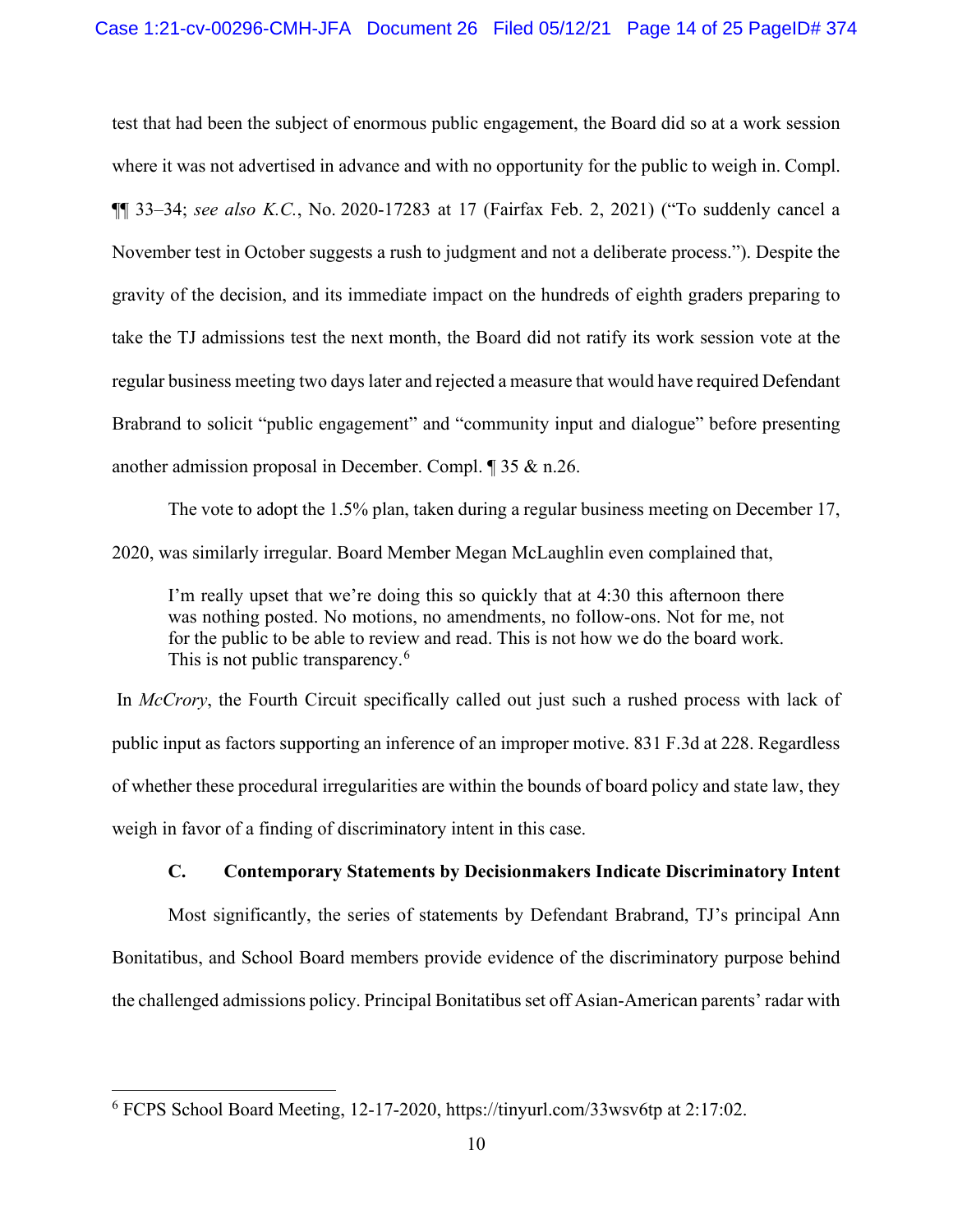test that had been the subject of enormous public engagement, the Board did so at a work session where it was not advertised in advance and with no opportunity for the public to weigh in. Compl. ¶¶ 33–34; *see also K.C.*, No. 2020-17283 at 17 (Fairfax Feb. 2, 2021) ("To suddenly cancel a November test in October suggests a rush to judgment and not a deliberate process."). Despite the gravity of the decision, and its immediate impact on the hundreds of eighth graders preparing to take the TJ admissions test the next month, the Board did not ratify its work session vote at the regular business meeting two days later and rejected a measure that would have required Defendant Brabrand to solicit "public engagement" and "community input and dialogue" before presenting another admission proposal in December. Compl. ¶ 35 & n.26.

The vote to adopt the 1.5% plan, taken during a regular business meeting on December 17, 2020, was similarly irregular. Board Member Megan McLaughlin even complained that,

> I'm really upset that we're doing this so quickly that at 4:30 this afternoon there was nothing posted. No motions, no amendments, no follow-ons. Not for me, not for the public to be able to review and read. This is not how we do the board work. This is not public transparency.[6]

In *McCrory*, the Fourth Circuit specifically called out just such a rushed process with lack of public input as factors supporting an inference of an improper motive. 831 F.3d at 228. Regardless of whether these procedural irregularities are within the bounds of board policy and state law, they weigh in favor of a finding of discriminatory intent in this case.

### C. Contemporary Statements by Decisionmakers Indicate Discriminatory Intent

Most significantly, the series of statements by Defendant Brabrand, TJ's principal Ann Bonitatibus, and School Board members provide evidence of the discriminatory purpose behind the challenged admissions policy. Principal Bonitatibus set off Asian-American parents' radar with

---

[6] FCPS School Board Meeting, 12-17-2020, https://tinyurl.com/33wsv6tp at 2:17:02.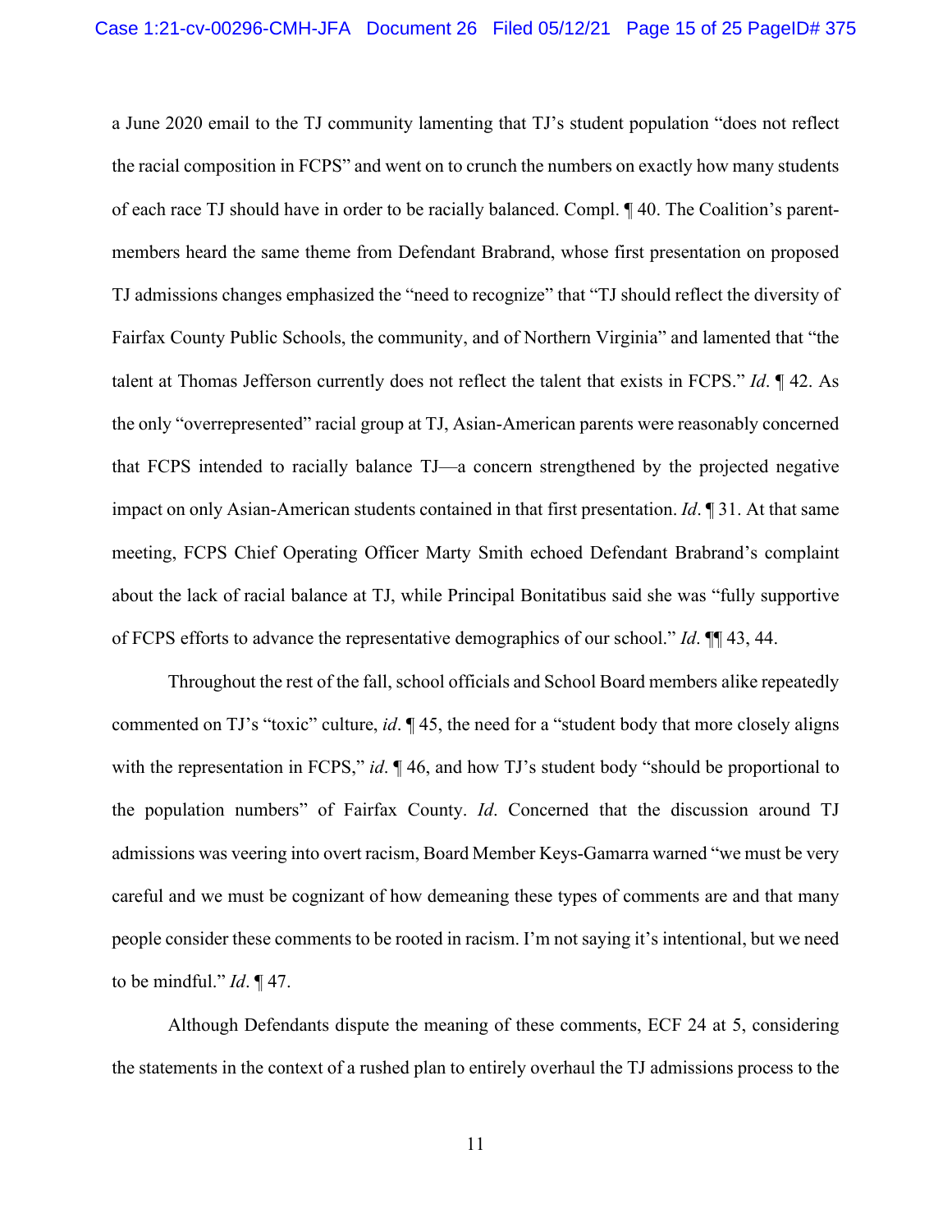a June 2020 email to the TJ community lamenting that TJ's student population "does not reflect the racial composition in FCPS" and went on to crunch the numbers on exactly how many students of each race TJ should have in order to be racially balanced. Compl. ¶ 40. The Coalition's parent-members heard the same theme from Defendant Brabrand, whose first presentation on proposed TJ admissions changes emphasized the "need to recognize" that "TJ should reflect the diversity of Fairfax County Public Schools, the community, and of Northern Virginia" and lamented that "the talent at Thomas Jefferson currently does not reflect the talent that exists in FCPS." *Id*. ¶ 42. As the only "overrepresented" racial group at TJ, Asian-American parents were reasonably concerned that FCPS intended to racially balance TJ—a concern strengthened by the projected negative impact on only Asian-American students contained in that first presentation. *Id*. ¶ 31. At that same meeting, FCPS Chief Operating Officer Marty Smith echoed Defendant Brabrand's complaint about the lack of racial balance at TJ, while Principal Bonitatibus said she was "fully supportive of FCPS efforts to advance the representative demographics of our school." *Id*. ¶¶ 43, 44.

Throughout the rest of the fall, school officials and School Board members alike repeatedly commented on TJ's "toxic" culture, *id*. ¶ 45, the need for a "student body that more closely aligns with the representation in FCPS," *id*. ¶ 46, and how TJ's student body "should be proportional to the population numbers" of Fairfax County. *Id*. Concerned that the discussion around TJ admissions was veering into overt racism, Board Member Keys-Gamarra warned "we must be very careful and we must be cognizant of how demeaning these types of comments are and that many people consider these comments to be rooted in racism. I'm not saying it's intentional, but we need to be mindful." *Id*. ¶ 47.

Although Defendants dispute the meaning of these comments, ECF 24 at 5, considering the statements in the context of a rushed plan to entirely overhaul the TJ admissions process to the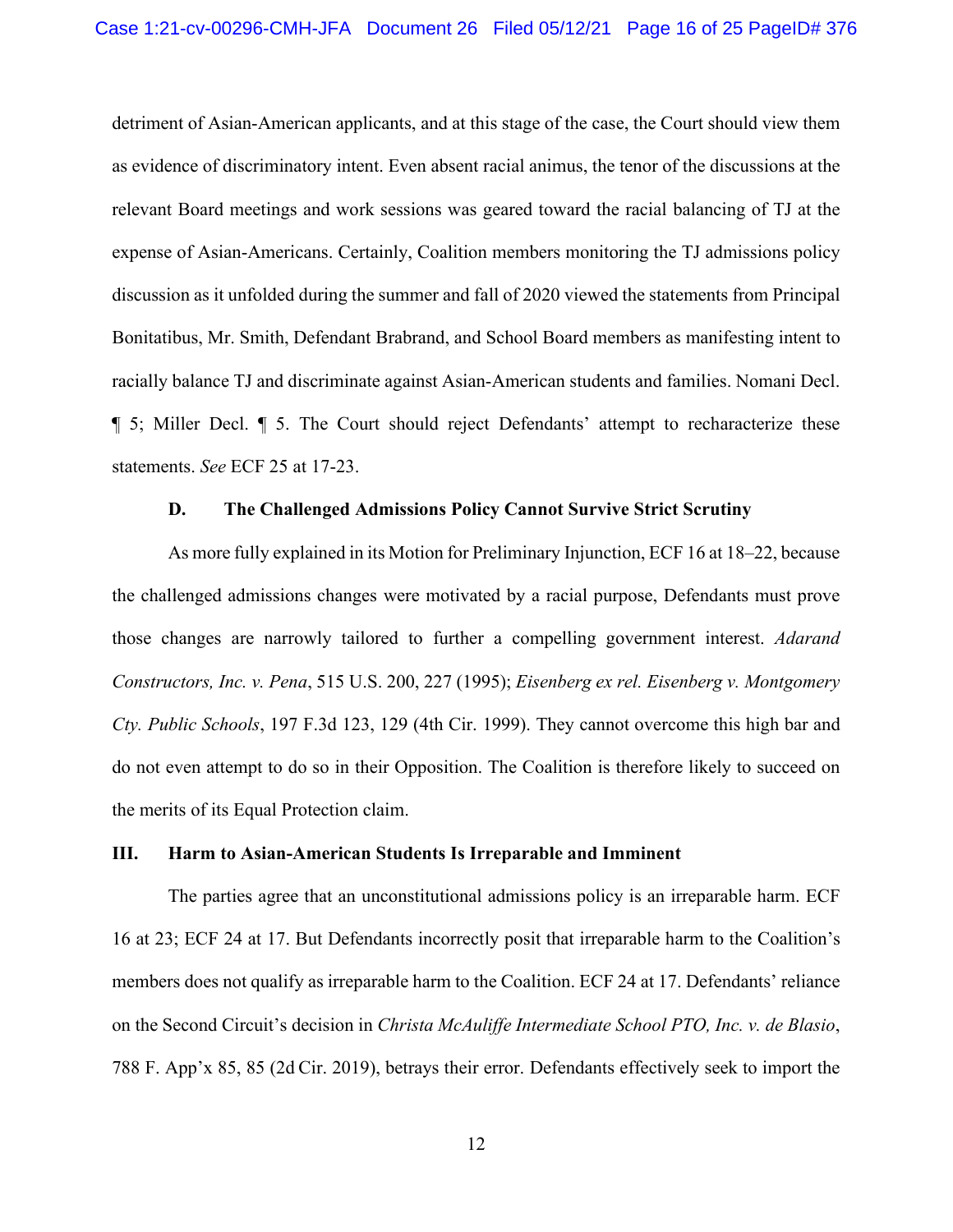detriment of Asian-American applicants, and at this stage of the case, the Court should view them as evidence of discriminatory intent. Even absent racial animus, the tenor of the discussions at the relevant Board meetings and work sessions was geared toward the racial balancing of TJ at the expense of Asian-Americans. Certainly, Coalition members monitoring the TJ admissions policy discussion as it unfolded during the summer and fall of 2020 viewed the statements from Principal Bonitatibus, Mr. Smith, Defendant Brabrand, and School Board members as manifesting intent to racially balance TJ and discriminate against Asian-American students and families. Nomani Decl. ¶ 5; Miller Decl. ¶ 5. The Court should reject Defendants' attempt to recharacterize these statements. *See* ECF 25 at 17-23.

### D. The Challenged Admissions Policy Cannot Survive Strict Scrutiny

As more fully explained in its Motion for Preliminary Injunction, ECF 16 at 18–22, because the challenged admissions changes were motivated by a racial purpose, Defendants must prove those changes are narrowly tailored to further a compelling government interest. *Adarand Constructors, Inc. v. Pena*, 515 U.S. 200, 227 (1995); *Eisenberg ex rel. Eisenberg v. Montgomery Cty. Public Schools*, 197 F.3d 123, 129 (4th Cir. 1999). They cannot overcome this high bar and do not even attempt to do so in their Opposition. The Coalition is therefore likely to succeed on the merits of its Equal Protection claim.

## III. Harm to Asian-American Students Is Irreparable and Imminent

The parties agree that an unconstitutional admissions policy is an irreparable harm. ECF 16 at 23; ECF 24 at 17. But Defendants incorrectly posit that irreparable harm to the Coalition's members does not qualify as irreparable harm to the Coalition. ECF 24 at 17. Defendants' reliance on the Second Circuit's decision in *Christa McAuliffe Intermediate School PTO, Inc. v. de Blasio*, 788 F. App'x 85, 85 (2d Cir. 2019), betrays their error. Defendants effectively seek to import the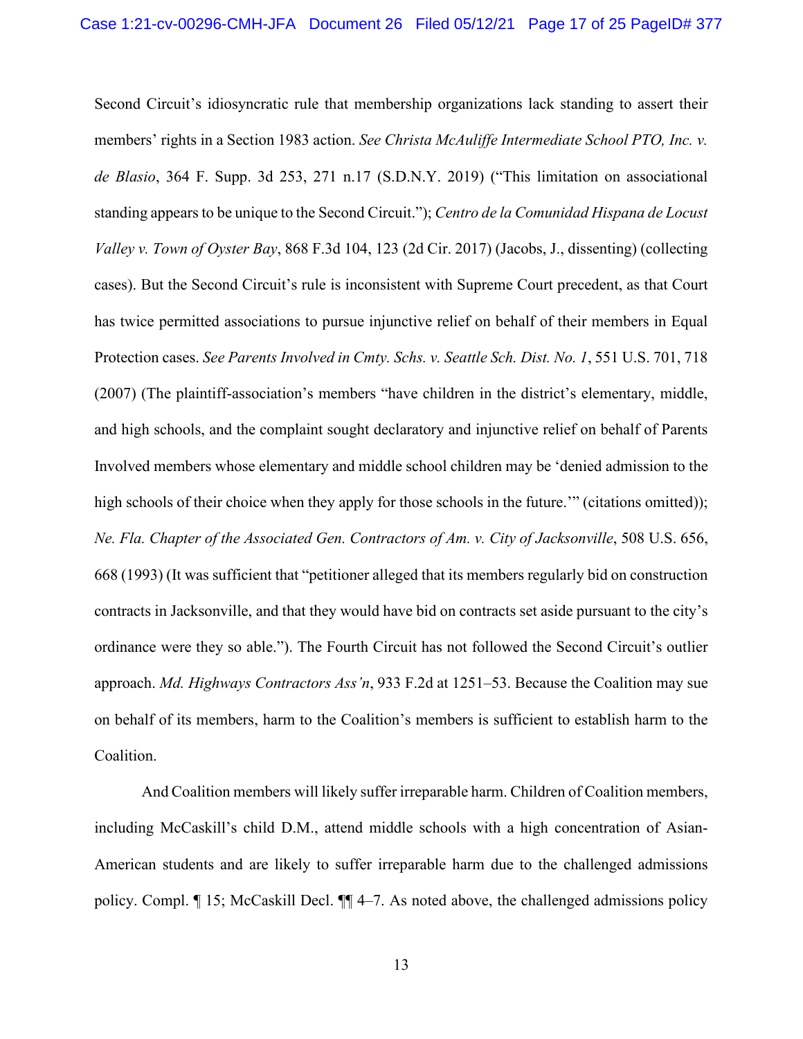Second Circuit's idiosyncratic rule that membership organizations lack standing to assert their members' rights in a Section 1983 action. *See Christa McAuliffe Intermediate School PTO, Inc. v. de Blasio*, 364 F. Supp. 3d 253, 271 n.17 (S.D.N.Y. 2019) ("This limitation on associational standing appears to be unique to the Second Circuit."); *Centro de la Comunidad Hispana de Locust Valley v. Town of Oyster Bay*, 868 F.3d 104, 123 (2d Cir. 2017) (Jacobs, J., dissenting) (collecting cases). But the Second Circuit's rule is inconsistent with Supreme Court precedent, as that Court has twice permitted associations to pursue injunctive relief on behalf of their members in Equal Protection cases. *See Parents Involved in Cmty. Schs. v. Seattle Sch. Dist. No. 1*, 551 U.S. 701, 718 (2007) (The plaintiff-association's members "have children in the district's elementary, middle, and high schools, and the complaint sought declaratory and injunctive relief on behalf of Parents Involved members whose elementary and middle school children may be 'denied admission to the high schools of their choice when they apply for those schools in the future.'" (citations omitted)); *Ne. Fla. Chapter of the Associated Gen. Contractors of Am. v. City of Jacksonville*, 508 U.S. 656, 668 (1993) (It was sufficient that "petitioner alleged that its members regularly bid on construction contracts in Jacksonville, and that they would have bid on contracts set aside pursuant to the city's ordinance were they so able."). The Fourth Circuit has not followed the Second Circuit's outlier approach. *Md. Highways Contractors Ass'n*, 933 F.2d at 1251–53. Because the Coalition may sue on behalf of its members, harm to the Coalition's members is sufficient to establish harm to the Coalition.

And Coalition members will likely suffer irreparable harm. Children of Coalition members, including McCaskill's child D.M., attend middle schools with a high concentration of Asian-American students and are likely to suffer irreparable harm due to the challenged admissions policy. Compl. ¶ 15; McCaskill Decl. ¶¶ 4–7. As noted above, the challenged admissions policy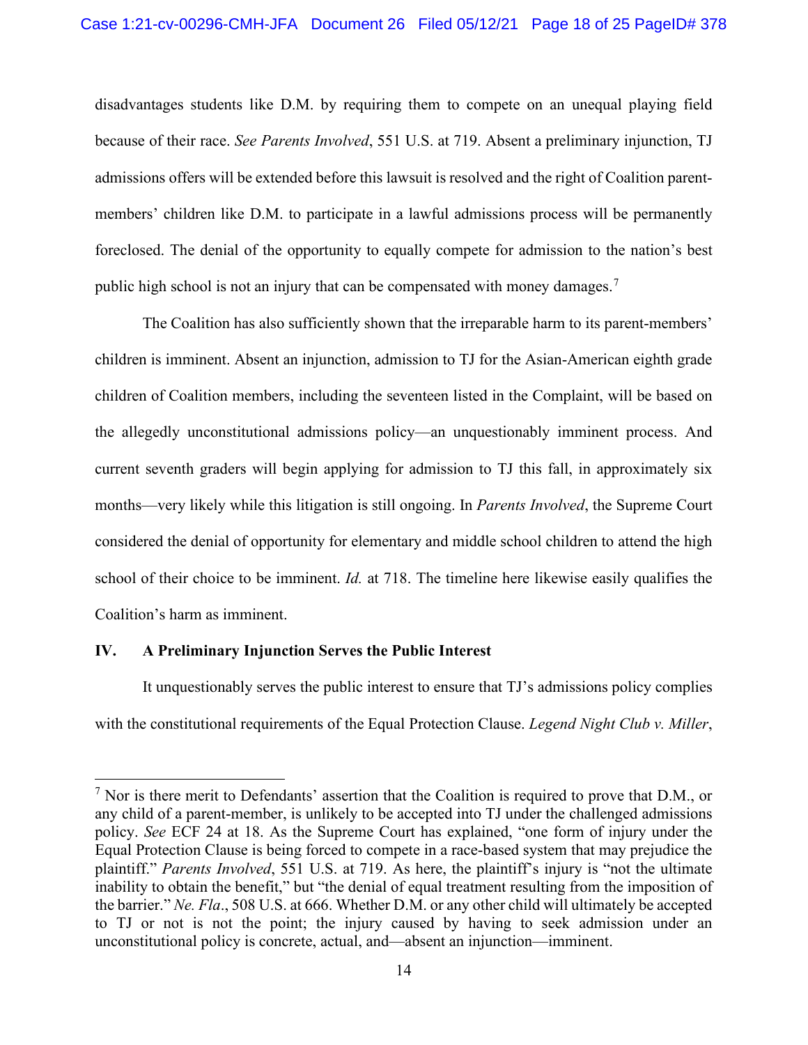disadvantages students like D.M. by requiring them to compete on an unequal playing field because of their race. *See Parents Involved*, 551 U.S. at 719. Absent a preliminary injunction, TJ admissions offers will be extended before this lawsuit is resolved and the right of Coalition parent-members' children like D.M. to participate in a lawful admissions process will be permanently foreclosed. The denial of the opportunity to equally compete for admission to the nation's best public high school is not an injury that can be compensated with money damages.[7]

The Coalition has also sufficiently shown that the irreparable harm to its parent-members' children is imminent. Absent an injunction, admission to TJ for the Asian-American eighth grade children of Coalition members, including the seventeen listed in the Complaint, will be based on the allegedly unconstitutional admissions policy—an unquestionably imminent process. And current seventh graders will begin applying for admission to TJ this fall, in approximately six months—very likely while this litigation is still ongoing. In *Parents Involved*, the Supreme Court considered the denial of opportunity for elementary and middle school children to attend the high school of their choice to be imminent. *Id.* at 718. The timeline here likewise easily qualifies the Coalition's harm as imminent.

## IV. A Preliminary Injunction Serves the Public Interest

It unquestionably serves the public interest to ensure that TJ's admissions policy complies with the constitutional requirements of the Equal Protection Clause. *Legend Night Club v. Miller*,

[7] Nor is there merit to Defendants' assertion that the Coalition is required to prove that D.M., or any child of a parent-member, is unlikely to be accepted into TJ under the challenged admissions policy. *See* ECF 24 at 18. As the Supreme Court has explained, "one form of injury under the Equal Protection Clause is being forced to compete in a race-based system that may prejudice the plaintiff." *Parents Involved*, 551 U.S. at 719. As here, the plaintiff's injury is "not the ultimate inability to obtain the benefit," but "the denial of equal treatment resulting from the imposition of the barrier." *Ne. Fla*., 508 U.S. at 666. Whether D.M. or any other child will ultimately be accepted to TJ or not is not the point; the injury caused by having to seek admission under an unconstitutional policy is concrete, actual, and—absent an injunction—imminent.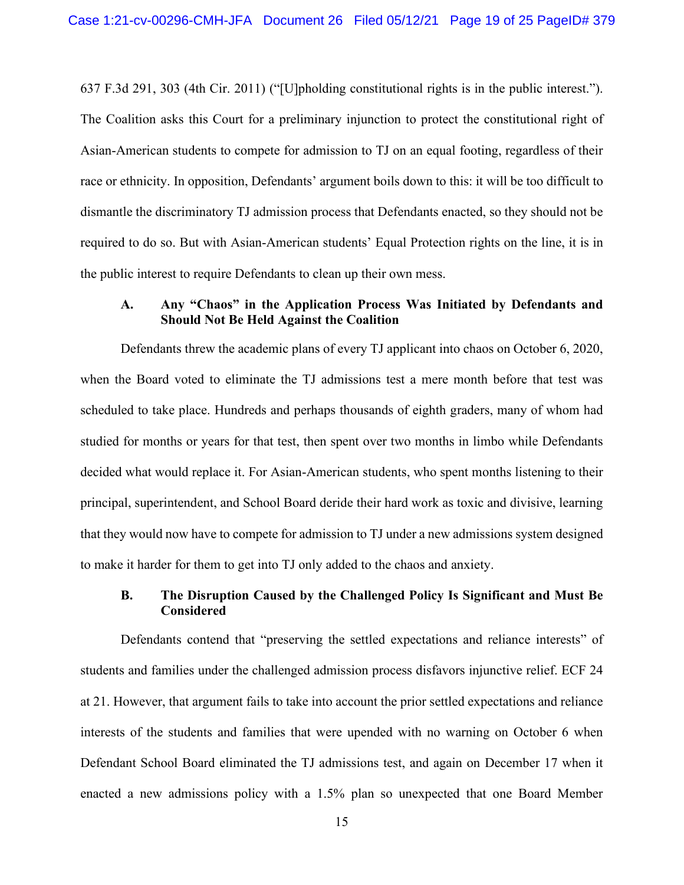637 F.3d 291, 303 (4th Cir. 2011) ("[U]pholding constitutional rights is in the public interest."). The Coalition asks this Court for a preliminary injunction to protect the constitutional right of Asian-American students to compete for admission to TJ on an equal footing, regardless of their race or ethnicity. In opposition, Defendants' argument boils down to this: it will be too difficult to dismantle the discriminatory TJ admission process that Defendants enacted, so they should not be required to do so. But with Asian-American students' Equal Protection rights on the line, it is in the public interest to require Defendants to clean up their own mess.

### A. Any "Chaos" in the Application Process Was Initiated by Defendants and Should Not Be Held Against the Coalition

Defendants threw the academic plans of every TJ applicant into chaos on October 6, 2020, when the Board voted to eliminate the TJ admissions test a mere month before that test was scheduled to take place. Hundreds and perhaps thousands of eighth graders, many of whom had studied for months or years for that test, then spent over two months in limbo while Defendants decided what would replace it. For Asian-American students, who spent months listening to their principal, superintendent, and School Board deride their hard work as toxic and divisive, learning that they would now have to compete for admission to TJ under a new admissions system designed to make it harder for them to get into TJ only added to the chaos and anxiety.

### B. The Disruption Caused by the Challenged Policy Is Significant and Must Be Considered

Defendants contend that "preserving the settled expectations and reliance interests" of students and families under the challenged admission process disfavors injunctive relief. ECF 24 at 21. However, that argument fails to take into account the prior settled expectations and reliance interests of the students and families that were upended with no warning on October 6 when Defendant School Board eliminated the TJ admissions test, and again on December 17 when it enacted a new admissions policy with a 1.5% plan so unexpected that one Board Member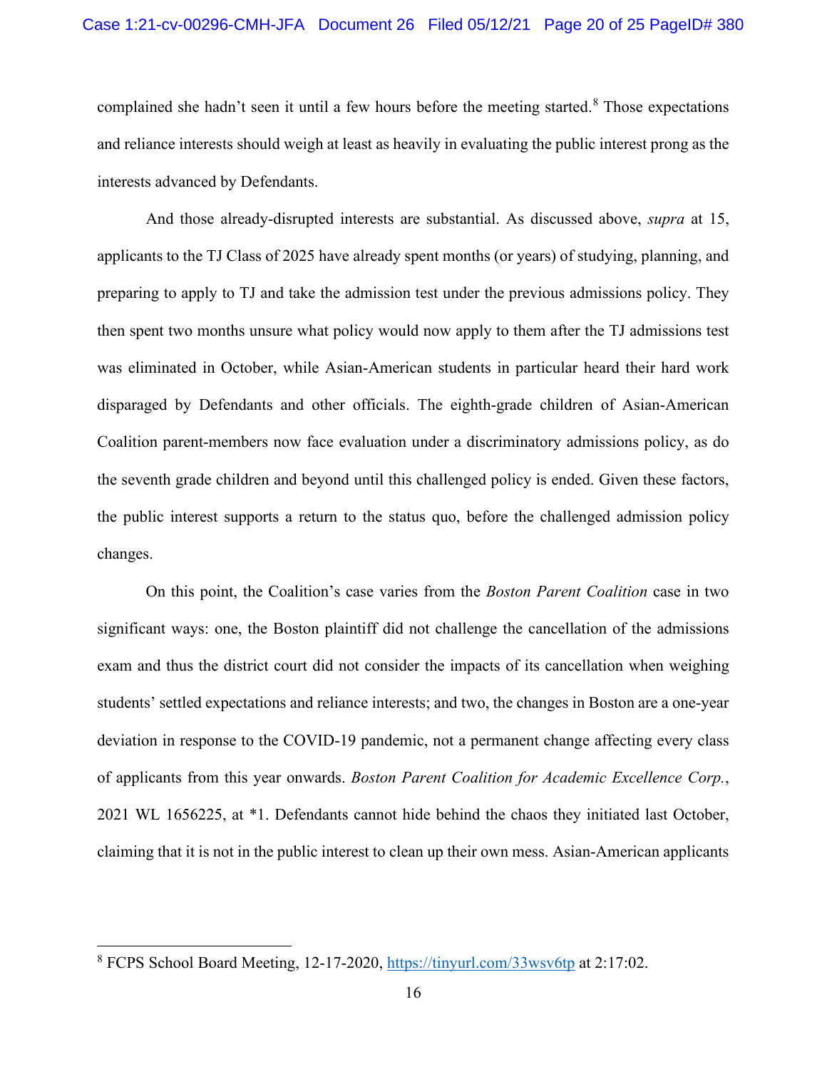complained she hadn't seen it until a few hours before the meeting started.[8] Those expectations and reliance interests should weigh at least as heavily in evaluating the public interest prong as the interests advanced by Defendants.

And those already-disrupted interests are substantial. As discussed above, *supra* at 15, applicants to the TJ Class of 2025 have already spent months (or years) of studying, planning, and preparing to apply to TJ and take the admission test under the previous admissions policy. They then spent two months unsure what policy would now apply to them after the TJ admissions test was eliminated in October, while Asian-American students in particular heard their hard work disparaged by Defendants and other officials. The eighth-grade children of Asian-American Coalition parent-members now face evaluation under a discriminatory admissions policy, as do the seventh grade children and beyond until this challenged policy is ended. Given these factors, the public interest supports a return to the status quo, before the challenged admission policy changes.

On this point, the Coalition's case varies from the *Boston Parent Coalition* case in two significant ways: one, the Boston plaintiff did not challenge the cancellation of the admissions exam and thus the district court did not consider the impacts of its cancellation when weighing students' settled expectations and reliance interests; and two, the changes in Boston are a one-year deviation in response to the COVID-19 pandemic, not a permanent change affecting every class of applicants from this year onwards. *Boston Parent Coalition for Academic Excellence Corp.*, 2021 WL 1656225, at *1. Defendants cannot hide behind the chaos they initiated last October, claiming that it is not in the public interest to clean up their own mess. Asian-American applicants

[8] FCPS School Board Meeting, 12-17-2020, https://tinyurl.com/33wsv6tp at 2:17:02.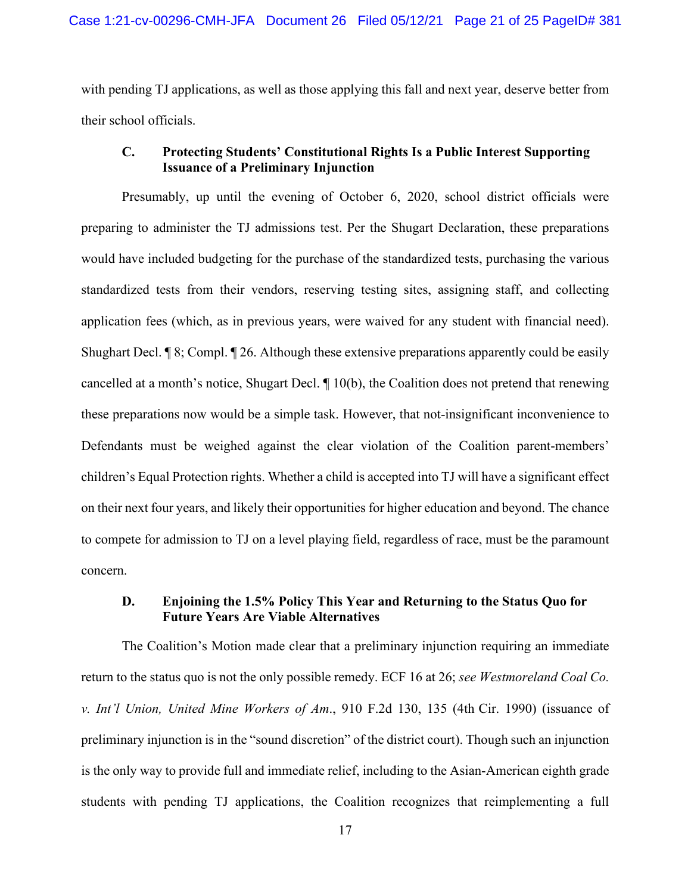with pending TJ applications, as well as those applying this fall and next year, deserve better from their school officials.

### C. Protecting Students' Constitutional Rights Is a Public Interest Supporting Issuance of a Preliminary Injunction

Presumably, up until the evening of October 6, 2020, school district officials were preparing to administer the TJ admissions test. Per the Shugart Declaration, these preparations would have included budgeting for the purchase of the standardized tests, purchasing the various standardized tests from their vendors, reserving testing sites, assigning staff, and collecting application fees (which, as in previous years, were waived for any student with financial need). Shughart Decl. ¶ 8; Compl. ¶ 26. Although these extensive preparations apparently could be easily cancelled at a month's notice, Shugart Decl. ¶ 10(b), the Coalition does not pretend that renewing these preparations now would be a simple task. However, that not-insignificant inconvenience to Defendants must be weighed against the clear violation of the Coalition parent-members' children's Equal Protection rights. Whether a child is accepted into TJ will have a significant effect on their next four years, and likely their opportunities for higher education and beyond. The chance to compete for admission to TJ on a level playing field, regardless of race, must be the paramount concern.

### D. Enjoining the 1.5% Policy This Year and Returning to the Status Quo for Future Years Are Viable Alternatives

The Coalition's Motion made clear that a preliminary injunction requiring an immediate return to the status quo is not the only possible remedy. ECF 16 at 26; *see Westmoreland Coal Co. v. Int'l Union, United Mine Workers of Am.*, 910 F.2d 130, 135 (4th Cir. 1990) (issuance of preliminary injunction is in the "sound discretion" of the district court). Though such an injunction is the only way to provide full and immediate relief, including to the Asian-American eighth grade students with pending TJ applications, the Coalition recognizes that reimplementing a full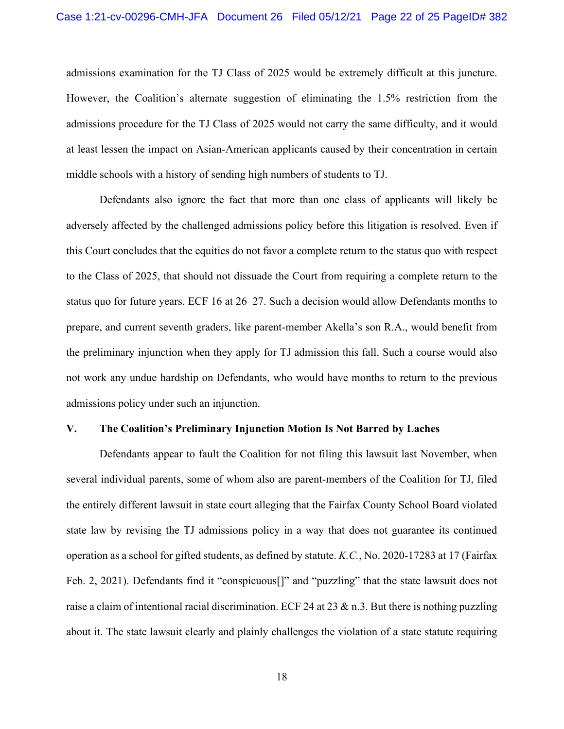admissions examination for the TJ Class of 2025 would be extremely difficult at this juncture. However, the Coalition's alternate suggestion of eliminating the 1.5% restriction from the admissions procedure for the TJ Class of 2025 would not carry the same difficulty, and it would at least lessen the impact on Asian-American applicants caused by their concentration in certain middle schools with a history of sending high numbers of students to TJ.

Defendants also ignore the fact that more than one class of applicants will likely be adversely affected by the challenged admissions policy before this litigation is resolved. Even if this Court concludes that the equities do not favor a complete return to the status quo with respect to the Class of 2025, that should not dissuade the Court from requiring a complete return to the status quo for future years. ECF 16 at 26–27. Such a decision would allow Defendants months to prepare, and current seventh graders, like parent-member Akella's son R.A., would benefit from the preliminary injunction when they apply for TJ admission this fall. Such a course would also not work any undue hardship on Defendants, who would have months to return to the previous admissions policy under such an injunction.

## V. The Coalition's Preliminary Injunction Motion Is Not Barred by Laches

Defendants appear to fault the Coalition for not filing this lawsuit last November, when several individual parents, some of whom also are parent-members of the Coalition for TJ, filed the entirely different lawsuit in state court alleging that the Fairfax County School Board violated state law by revising the TJ admissions policy in a way that does not guarantee its continued operation as a school for gifted students, as defined by statute. *K.C.*, No. 2020-17283 at 17 (Fairfax Feb. 2, 2021). Defendants find it "conspicuous[]" and "puzzling" that the state lawsuit does not raise a claim of intentional racial discrimination. ECF 24 at 23 & n.3. But there is nothing puzzling about it. The state lawsuit clearly and plainly challenges the violation of a state statute requiring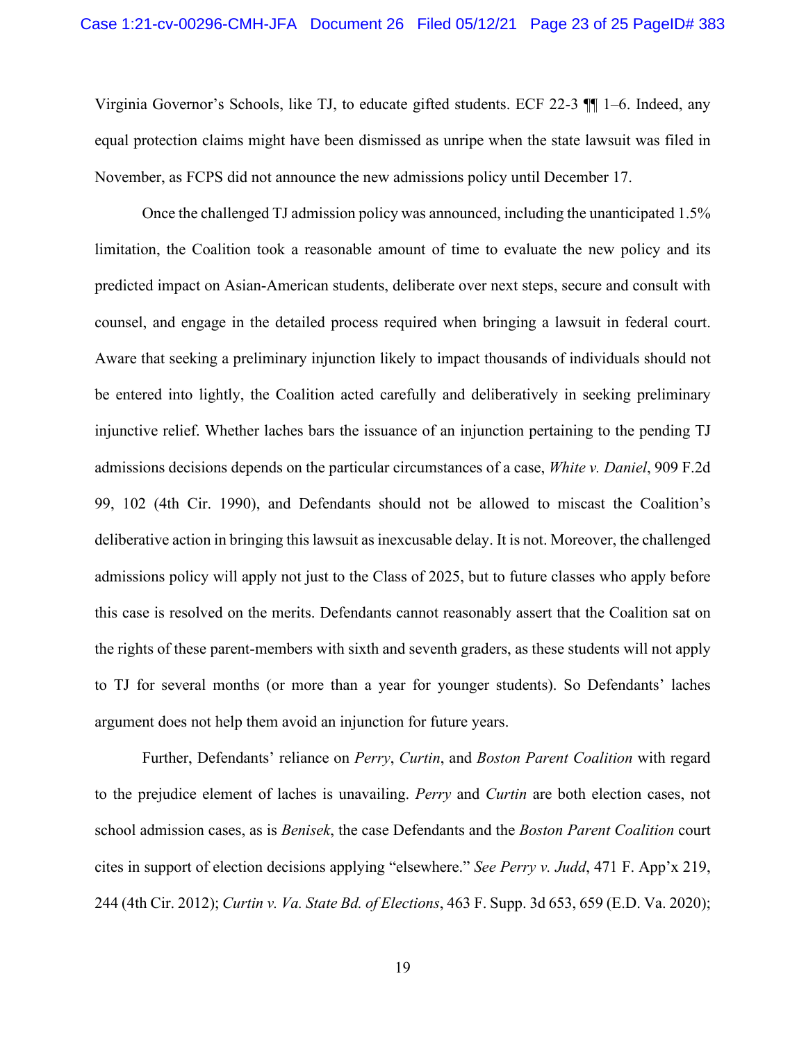Virginia Governor's Schools, like TJ, to educate gifted students. ECF 22-3 ¶¶ 1–6. Indeed, any equal protection claims might have been dismissed as unripe when the state lawsuit was filed in November, as FCPS did not announce the new admissions policy until December 17.

Once the challenged TJ admission policy was announced, including the unanticipated 1.5% limitation, the Coalition took a reasonable amount of time to evaluate the new policy and its predicted impact on Asian-American students, deliberate over next steps, secure and consult with counsel, and engage in the detailed process required when bringing a lawsuit in federal court. Aware that seeking a preliminary injunction likely to impact thousands of individuals should not be entered into lightly, the Coalition acted carefully and deliberatively in seeking preliminary injunctive relief. Whether laches bars the issuance of an injunction pertaining to the pending TJ admissions decisions depends on the particular circumstances of a case, *White v. Daniel*, 909 F.2d 99, 102 (4th Cir. 1990), and Defendants should not be allowed to miscast the Coalition's deliberative action in bringing this lawsuit as inexcusable delay. It is not. Moreover, the challenged admissions policy will apply not just to the Class of 2025, but to future classes who apply before this case is resolved on the merits. Defendants cannot reasonably assert that the Coalition sat on the rights of these parent-members with sixth and seventh graders, as these students will not apply to TJ for several months (or more than a year for younger students). So Defendants' laches argument does not help them avoid an injunction for future years.

Further, Defendants' reliance on *Perry*, *Curtin*, and *Boston Parent Coalition* with regard to the prejudice element of laches is unavailing. *Perry* and *Curtin* are both election cases, not school admission cases, as is *Benisek*, the case Defendants and the *Boston Parent Coalition* court cites in support of election decisions applying "elsewhere." *See Perry v. Judd*, 471 F. App'x 219, 244 (4th Cir. 2012); *Curtin v. Va. State Bd. of Elections*, 463 F. Supp. 3d 653, 659 (E.D. Va. 2020);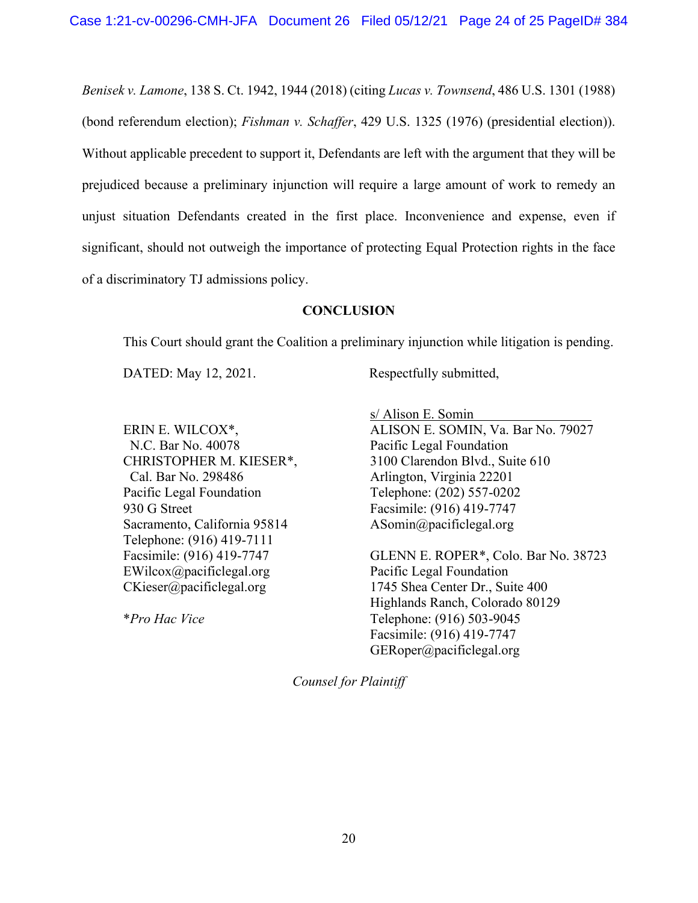*Benisek v. Lamone*, 138 S. Ct. 1942, 1944 (2018) (citing *Lucas v. Townsend*, 486 U.S. 1301 (1988) (bond referendum election); *Fishman v. Schaffer*, 429 U.S. 1325 (1976) (presidential election)). Without applicable precedent to support it, Defendants are left with the argument that they will be prejudiced because a preliminary injunction will require a large amount of work to remedy an unjust situation Defendants created in the first place. Inconvenience and expense, even if significant, should not outweigh the importance of protecting Equal Protection rights in the face of a discriminatory TJ admissions policy.

**CONCLUSION**

This Court should grant the Coalition a preliminary injunction while litigation is pending.

DATED: May 12, 2021.

Respectfully submitted,

s/ Alison E. Somin
ALISON E. SOMIN, Va. Bar No. 79027
Pacific Legal Foundation
3100 Clarendon Blvd., Suite 610
Arlington, Virginia 22201
Telephone: (202) 557-0202
Facsimile: (916) 419-7747
ASomin@pacificlegal.org

GLENN E. ROPER*, Colo. Bar No. 38723
Pacific Legal Foundation
1745 Shea Center Dr., Suite 400
Highlands Ranch, Colorado 80129
Telephone: (916) 503-9045
Facsimile: (916) 419-7747
GERoper@pacificlegal.org

ERIN E. WILCOX*,
N.C. Bar No. 40078
CHRISTOPHER M. KIESER*,
Cal. Bar No. 298486
Pacific Legal Foundation
930 G Street
Sacramento, California 95814
Telephone: (916) 419-7111
Facsimile: (916) 419-7747
EWilcox@pacificlegal.org
CKieser@pacificlegal.org

**Pro Hac Vice*

*Counsel for Plaintiff*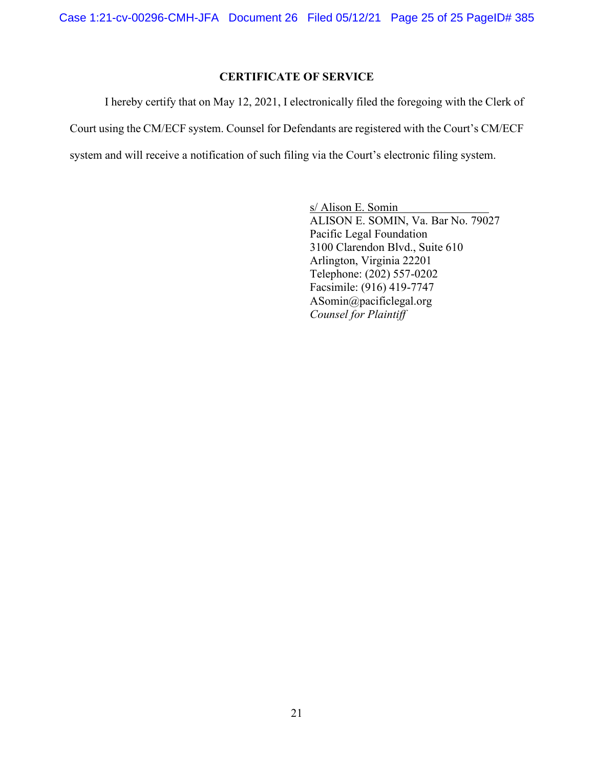## CERTIFICATE OF SERVICE

I hereby certify that on May 12, 2021, I electronically filed the foregoing with the Clerk of Court using the CM/ECF system. Counsel for Defendants are registered with the Court's CM/ECF system and will receive a notification of such filing via the Court's electronic filing system.

s/ Alison E. Somin
ALISON E. SOMIN, Va. Bar No. 79027
Pacific Legal Foundation
3100 Clarendon Blvd., Suite 610
Arlington, Virginia 22201
Telephone: (202) 557-0202
Facsimile: (916) 419-7747
ASomin@pacificlegal.org
*Counsel for Plaintiff*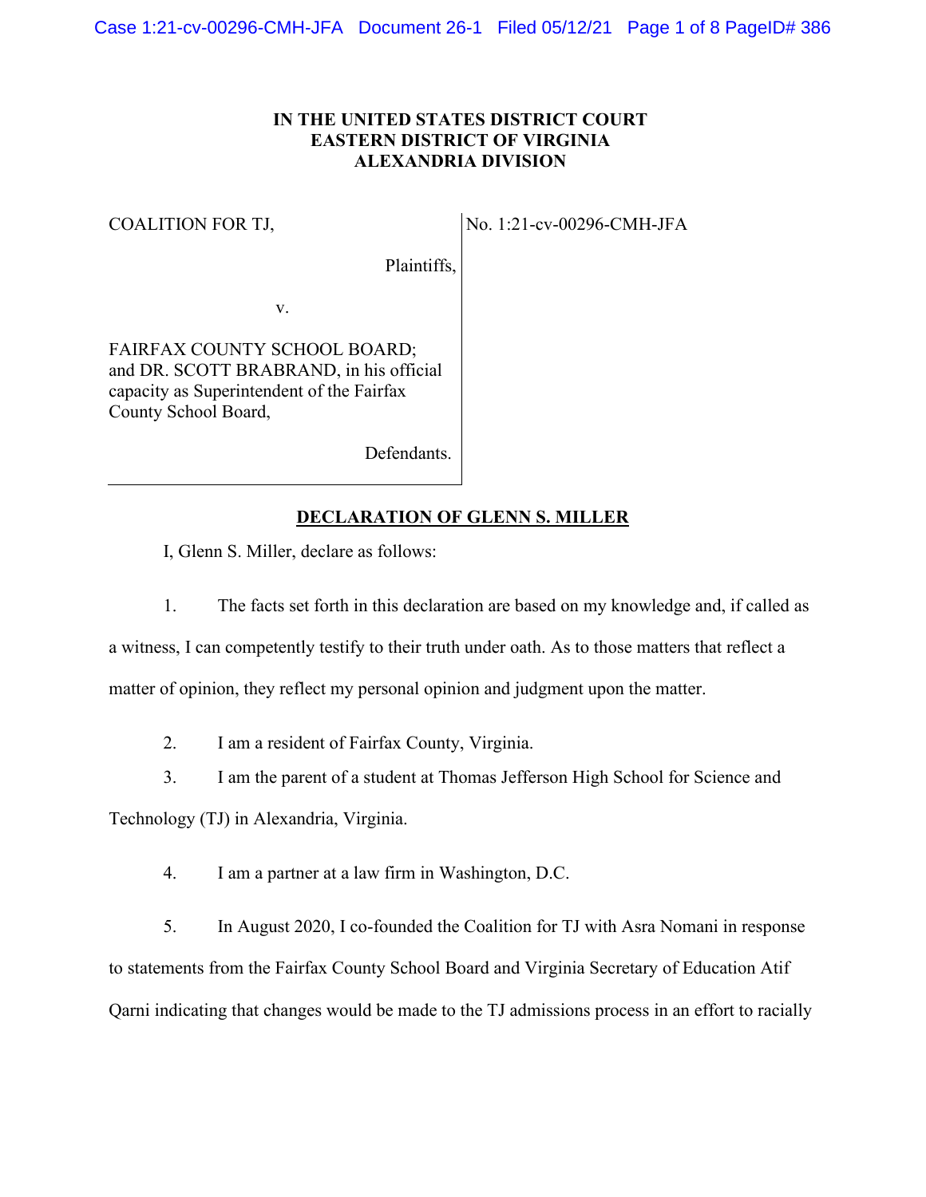IN THE UNITED STATES DISTRICT COURT
EASTERN DISTRICT OF VIRGINIA
ALEXANDRIA DIVISION

| | |
|---|---|
| COALITION FOR TJ,<br><br>Plaintiffs,<br><br>v.<br><br>FAIRFAX COUNTY SCHOOL BOARD; and DR. SCOTT BRABRAND, in his official capacity as Superintendent of the Fairfax County School Board,<br><br>Defendants. | No. 1:21-cv-00296-CMH-JFA |

## DECLARATION OF GLENN S. MILLER

I, Glenn S. Miller, declare as follows:

1. The facts set forth in this declaration are based on my knowledge and, if called as a witness, I can competently testify to their truth under oath. As to those matters that reflect a matter of opinion, they reflect my personal opinion and judgment upon the matter.

2. I am a resident of Fairfax County, Virginia.

3. I am the parent of a student at Thomas Jefferson High School for Science and Technology (TJ) in Alexandria, Virginia.

4. I am a partner at a law firm in Washington, D.C.

5. In August 2020, I co-founded the Coalition for TJ with Asra Nomani in response to statements from the Fairfax County School Board and Virginia Secretary of Education Atif Qarni indicating that changes would be made to the TJ admissions process in an effort to racially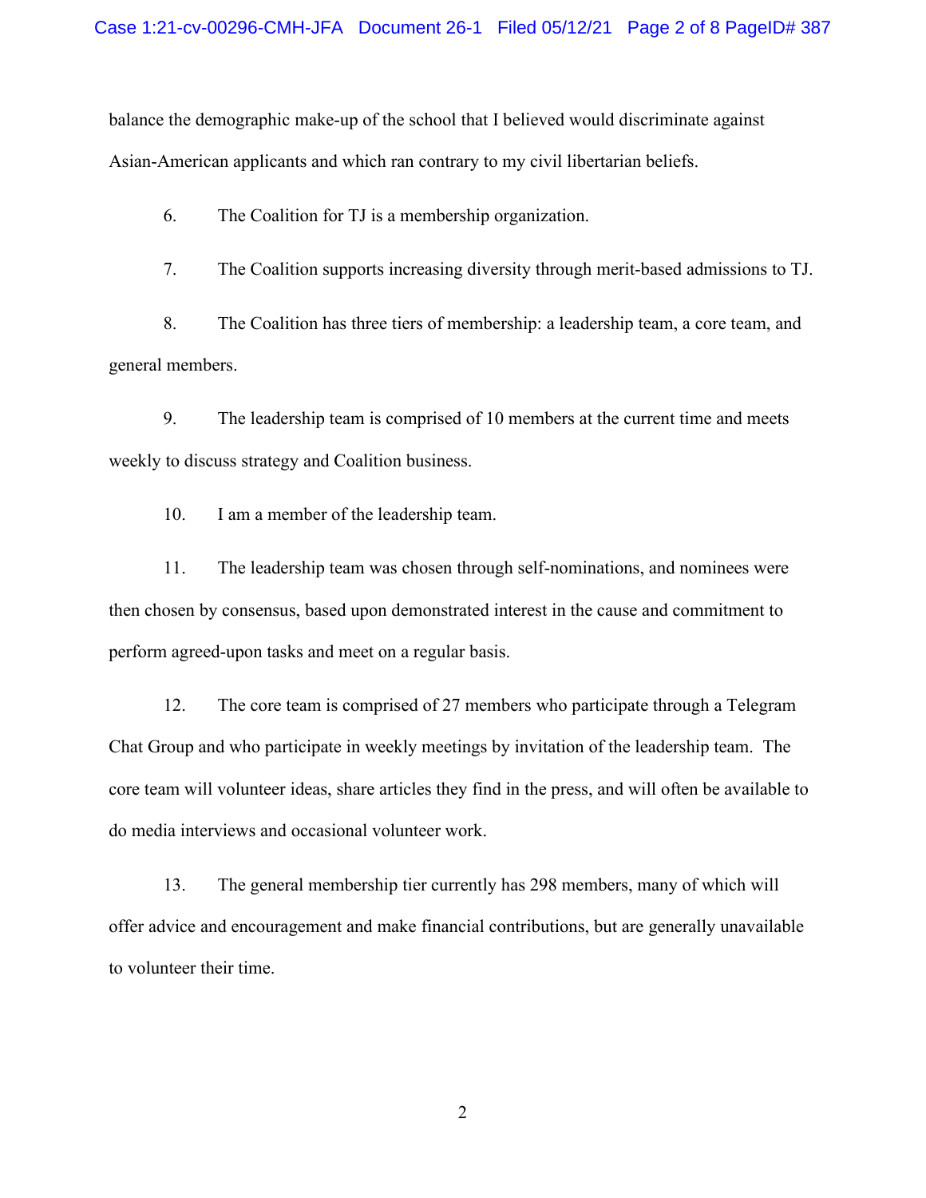balance the demographic make-up of the school that I believed would discriminate against Asian-American applicants and which ran contrary to my civil libertarian beliefs.

6. The Coalition for TJ is a membership organization.

7. The Coalition supports increasing diversity through merit-based admissions to TJ.

8. The Coalition has three tiers of membership: a leadership team, a core team, and general members.

9. The leadership team is comprised of 10 members at the current time and meets weekly to discuss strategy and Coalition business.

10. I am a member of the leadership team.

11. The leadership team was chosen through self-nominations, and nominees were then chosen by consensus, based upon demonstrated interest in the cause and commitment to perform agreed-upon tasks and meet on a regular basis.

12. The core team is comprised of 27 members who participate through a Telegram Chat Group and who participate in weekly meetings by invitation of the leadership team. The core team will volunteer ideas, share articles they find in the press, and will often be available to do media interviews and occasional volunteer work.

13. The general membership tier currently has 298 members, many of which will offer advice and encouragement and make financial contributions, but are generally unavailable to volunteer their time.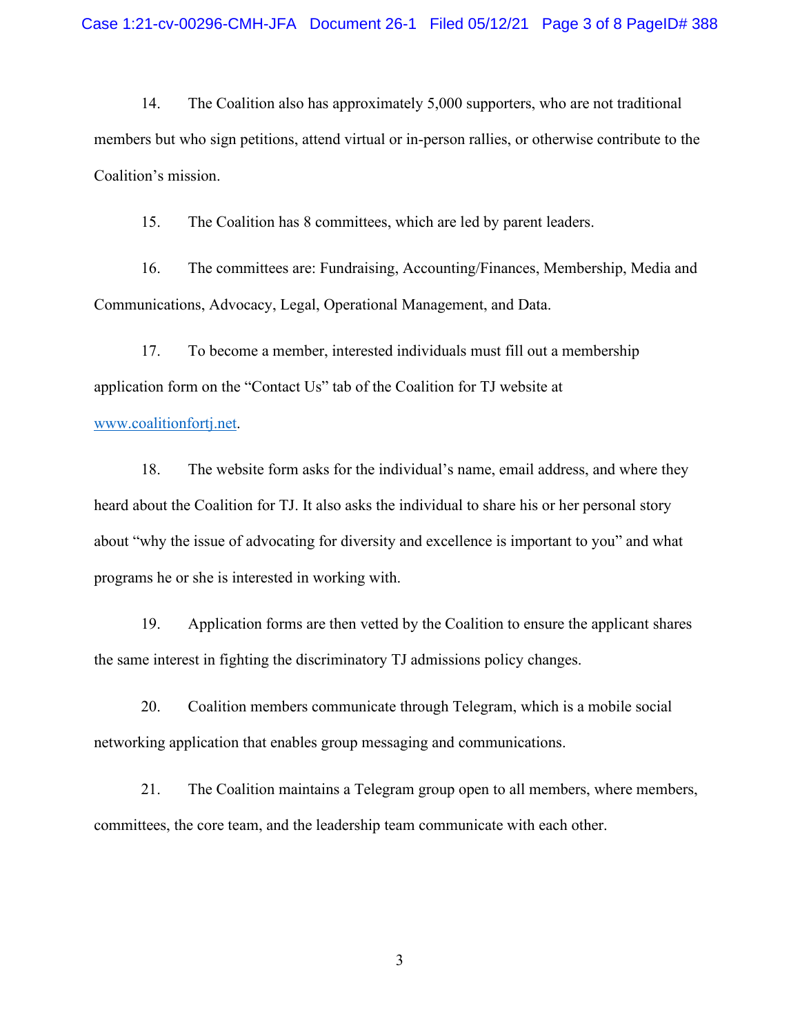14. The Coalition also has approximately 5,000 supporters, who are not traditional members but who sign petitions, attend virtual or in-person rallies, or otherwise contribute to the Coalition's mission.

15. The Coalition has 8 committees, which are led by parent leaders.

16. The committees are: Fundraising, Accounting/Finances, Membership, Media and Communications, Advocacy, Legal, Operational Management, and Data.

17. To become a member, interested individuals must fill out a membership application form on the "Contact Us" tab of the Coalition for TJ website at www.coalitionfortj.net.

18. The website form asks for the individual's name, email address, and where they heard about the Coalition for TJ. It also asks the individual to share his or her personal story about "why the issue of advocating for diversity and excellence is important to you" and what programs he or she is interested in working with.

19. Application forms are then vetted by the Coalition to ensure the applicant shares the same interest in fighting the discriminatory TJ admissions policy changes.

20. Coalition members communicate through Telegram, which is a mobile social networking application that enables group messaging and communications.

21. The Coalition maintains a Telegram group open to all members, where members, committees, the core team, and the leadership team communicate with each other.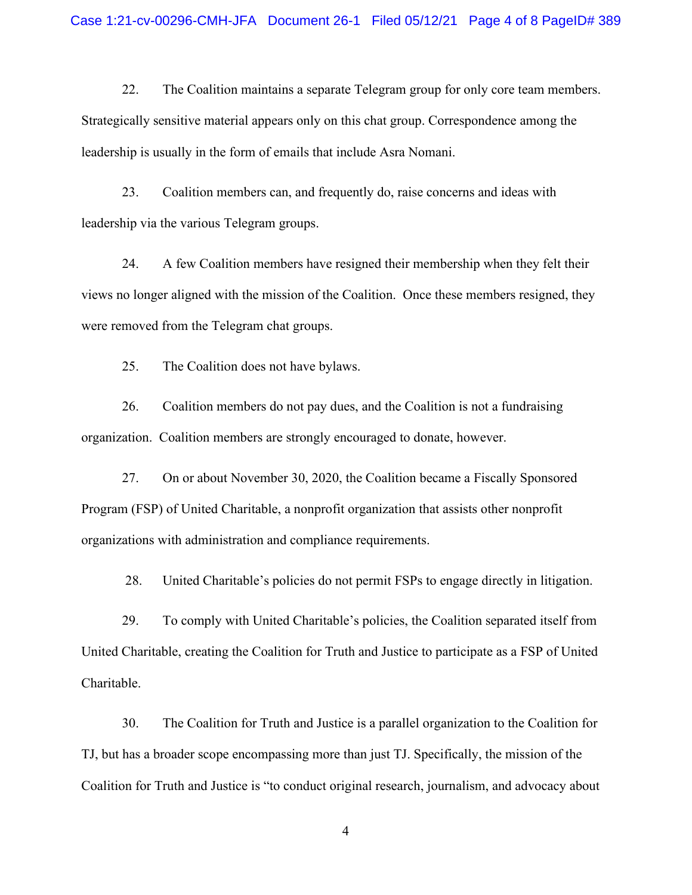22. The Coalition maintains a separate Telegram group for only core team members. Strategically sensitive material appears only on this chat group. Correspondence among the leadership is usually in the form of emails that include Asra Nomani.

23. Coalition members can, and frequently do, raise concerns and ideas with leadership via the various Telegram groups.

24. A few Coalition members have resigned their membership when they felt their views no longer aligned with the mission of the Coalition. Once these members resigned, they were removed from the Telegram chat groups.

25. The Coalition does not have bylaws.

26. Coalition members do not pay dues, and the Coalition is not a fundraising organization. Coalition members are strongly encouraged to donate, however.

27. On or about November 30, 2020, the Coalition became a Fiscally Sponsored Program (FSP) of United Charitable, a nonprofit organization that assists other nonprofit organizations with administration and compliance requirements.

28. United Charitable's policies do not permit FSPs to engage directly in litigation.

29. To comply with United Charitable's policies, the Coalition separated itself from United Charitable, creating the Coalition for Truth and Justice to participate as a FSP of United Charitable.

30. The Coalition for Truth and Justice is a parallel organization to the Coalition for TJ, but has a broader scope encompassing more than just TJ. Specifically, the mission of the Coalition for Truth and Justice is "to conduct original research, journalism, and advocacy about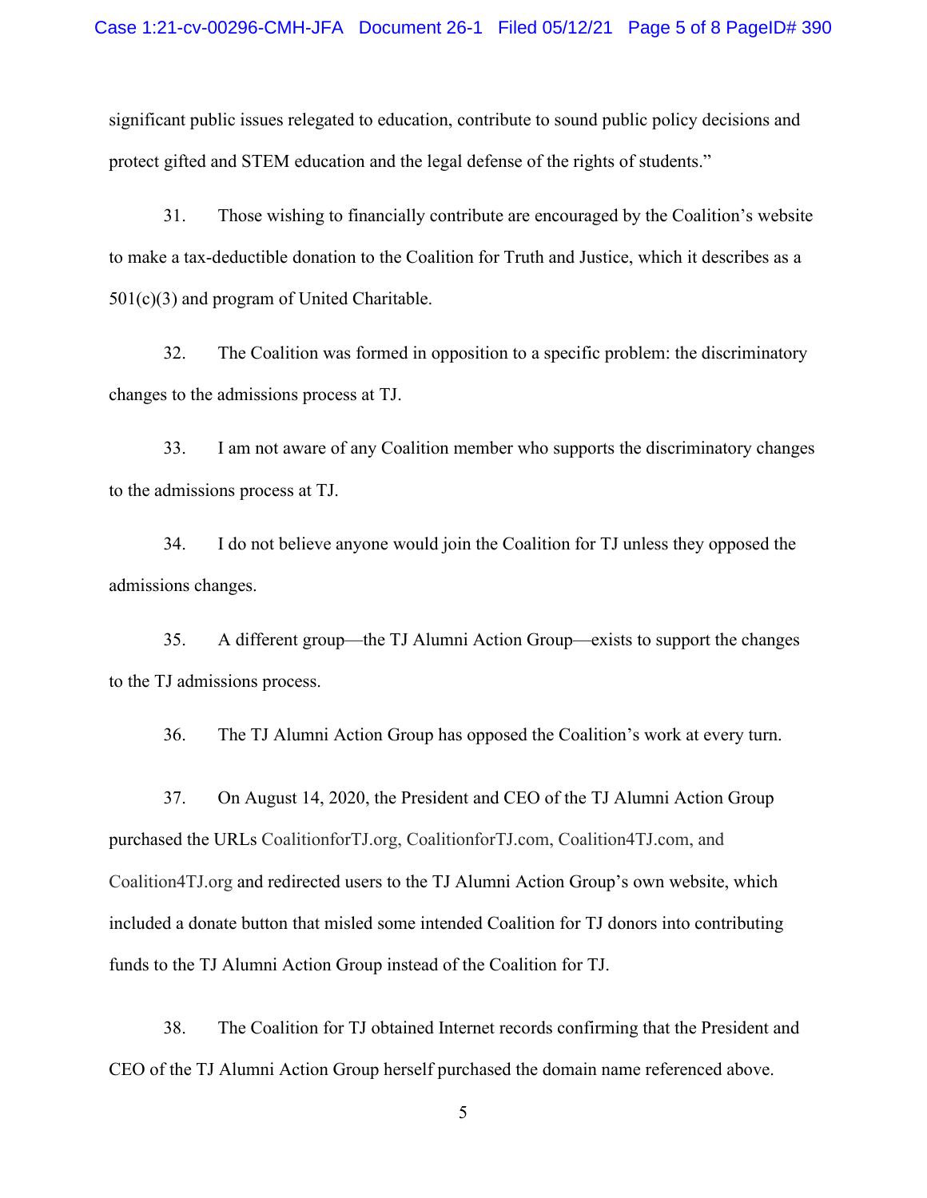significant public issues relegated to education, contribute to sound public policy decisions and protect gifted and STEM education and the legal defense of the rights of students."

31. Those wishing to financially contribute are encouraged by the Coalition's website to make a tax-deductible donation to the Coalition for Truth and Justice, which it describes as a 501(c)(3) and program of United Charitable.

32. The Coalition was formed in opposition to a specific problem: the discriminatory changes to the admissions process at TJ.

33. I am not aware of any Coalition member who supports the discriminatory changes to the admissions process at TJ.

34. I do not believe anyone would join the Coalition for TJ unless they opposed the admissions changes.

35. A different group—the TJ Alumni Action Group—exists to support the changes to the TJ admissions process.

36. The TJ Alumni Action Group has opposed the Coalition's work at every turn.

37. On August 14, 2020, the President and CEO of the TJ Alumni Action Group purchased the URLs CoalitionforTJ.org, CoalitionforTJ.com, Coalition4TJ.com, and Coalition4TJ.org and redirected users to the TJ Alumni Action Group's own website, which included a donate button that misled some intended Coalition for TJ donors into contributing funds to the TJ Alumni Action Group instead of the Coalition for TJ.

38. The Coalition for TJ obtained Internet records confirming that the President and CEO of the TJ Alumni Action Group herself purchased the domain name referenced above.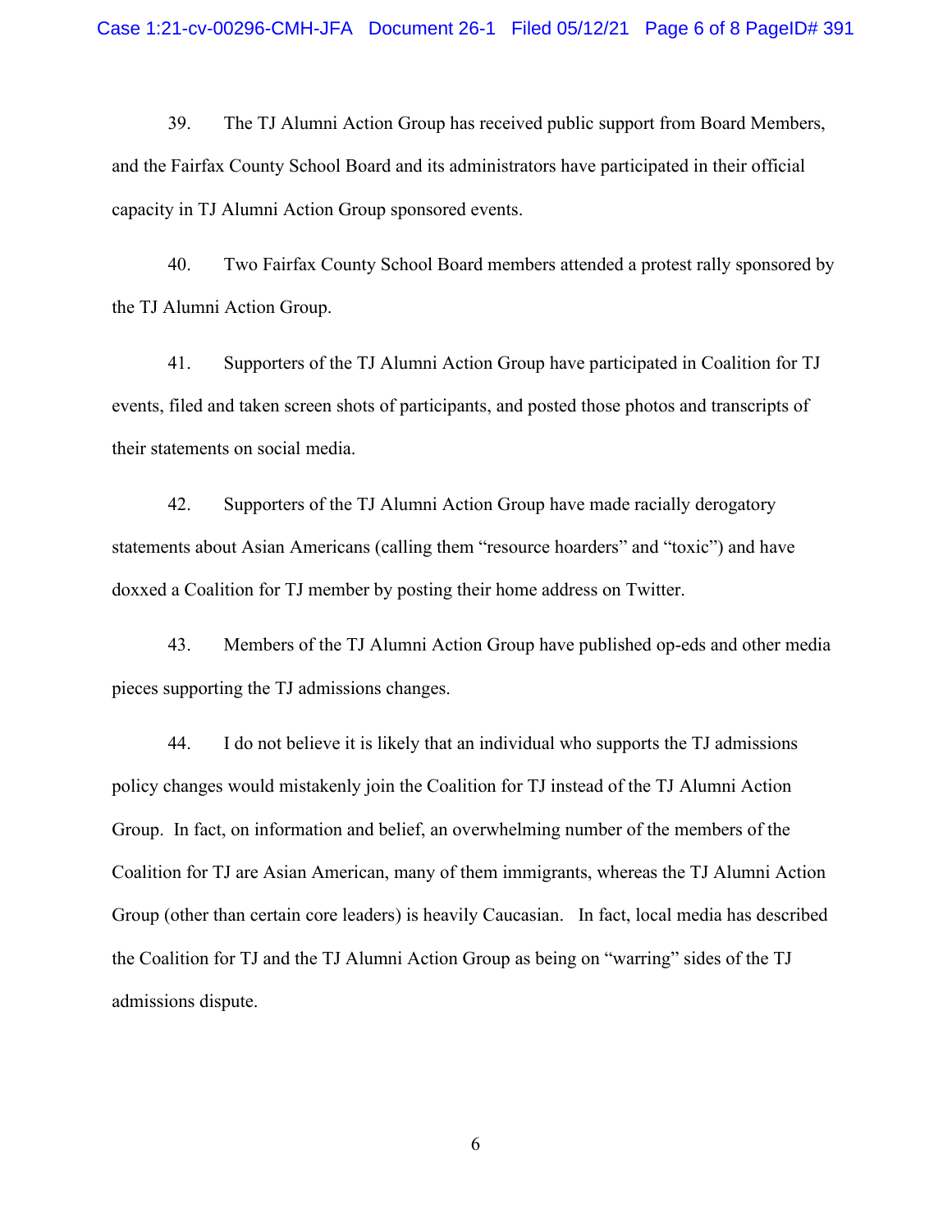39. The TJ Alumni Action Group has received public support from Board Members, and the Fairfax County School Board and its administrators have participated in their official capacity in TJ Alumni Action Group sponsored events.

40. Two Fairfax County School Board members attended a protest rally sponsored by the TJ Alumni Action Group.

41. Supporters of the TJ Alumni Action Group have participated in Coalition for TJ events, filed and taken screen shots of participants, and posted those photos and transcripts of their statements on social media.

42. Supporters of the TJ Alumni Action Group have made racially derogatory statements about Asian Americans (calling them "resource hoarders" and "toxic") and have doxxed a Coalition for TJ member by posting their home address on Twitter.

43. Members of the TJ Alumni Action Group have published op-eds and other media pieces supporting the TJ admissions changes.

44. I do not believe it is likely that an individual who supports the TJ admissions policy changes would mistakenly join the Coalition for TJ instead of the TJ Alumni Action Group. In fact, on information and belief, an overwhelming number of the members of the Coalition for TJ are Asian American, many of them immigrants, whereas the TJ Alumni Action Group (other than certain core leaders) is heavily Caucasian. In fact, local media has described the Coalition for TJ and the TJ Alumni Action Group as being on "warring" sides of the TJ admissions dispute.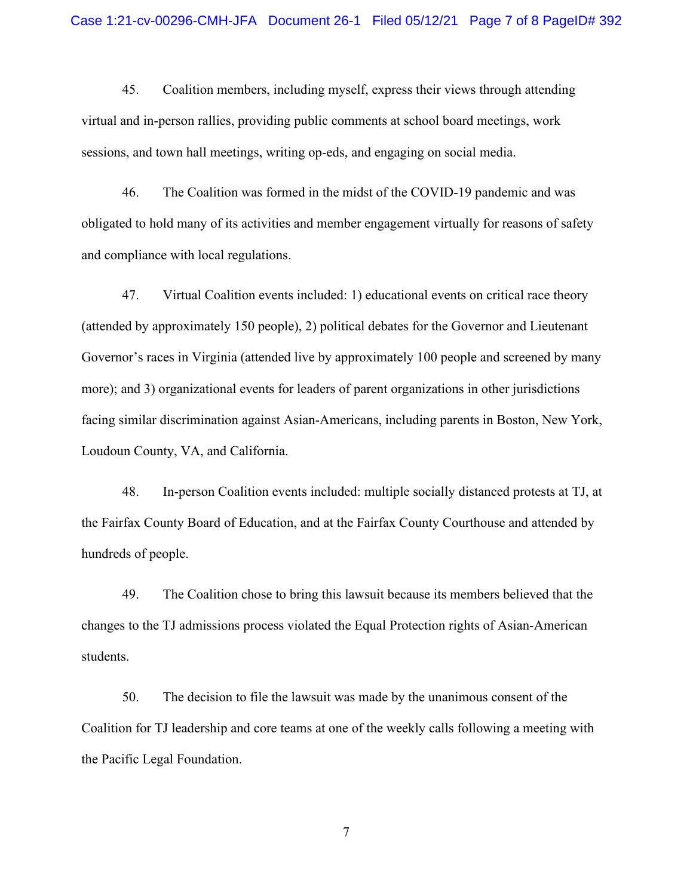45. Coalition members, including myself, express their views through attending virtual and in-person rallies, providing public comments at school board meetings, work sessions, and town hall meetings, writing op-eds, and engaging on social media.

46. The Coalition was formed in the midst of the COVID-19 pandemic and was obligated to hold many of its activities and member engagement virtually for reasons of safety and compliance with local regulations.

47. Virtual Coalition events included: 1) educational events on critical race theory (attended by approximately 150 people), 2) political debates for the Governor and Lieutenant Governor's races in Virginia (attended live by approximately 100 people and screened by many more); and 3) organizational events for leaders of parent organizations in other jurisdictions facing similar discrimination against Asian-Americans, including parents in Boston, New York, Loudoun County, VA, and California.

48. In-person Coalition events included: multiple socially distanced protests at TJ, at the Fairfax County Board of Education, and at the Fairfax County Courthouse and attended by hundreds of people.

49. The Coalition chose to bring this lawsuit because its members believed that the changes to the TJ admissions process violated the Equal Protection rights of Asian-American students.

50. The decision to file the lawsuit was made by the unanimous consent of the Coalition for TJ leadership and core teams at one of the weekly calls following a meeting with the Pacific Legal Foundation.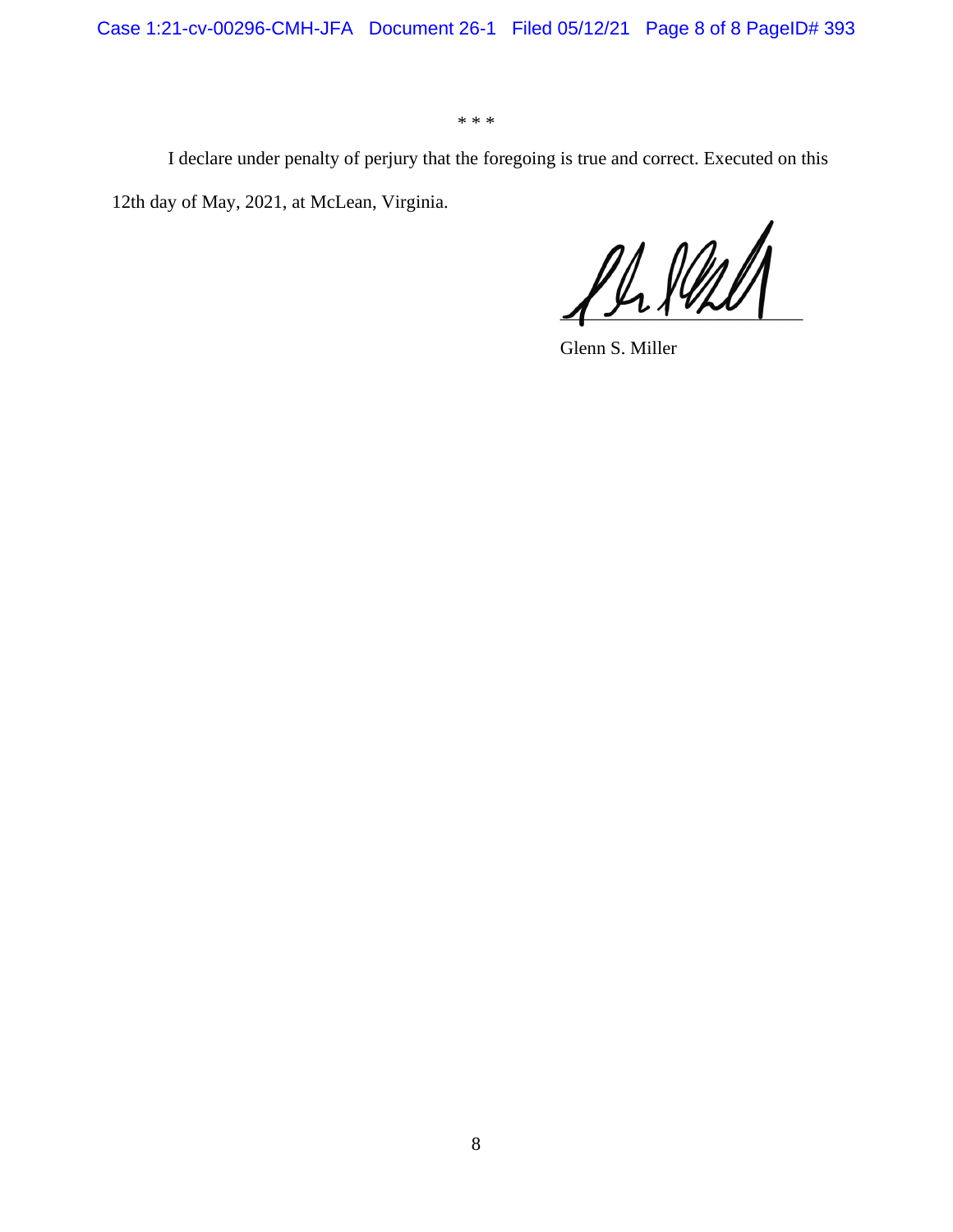* * *

I declare under penalty of perjury that the foregoing is true and correct. Executed on this 12th day of May, 2021, at McLean, Virginia.

Glenn S. Miller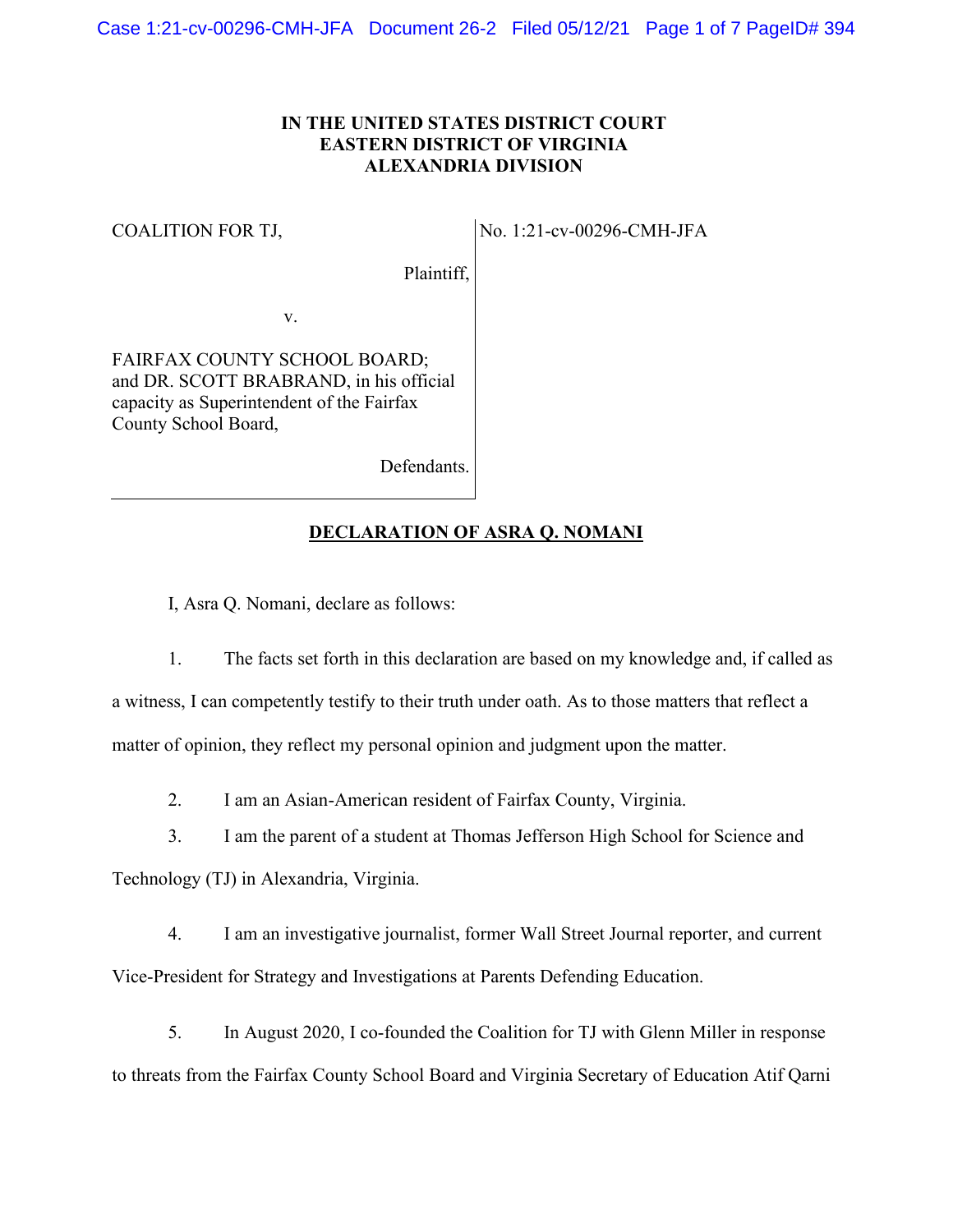**IN THE UNITED STATES DISTRICT COURT**
**EASTERN DISTRICT OF VIRGINIA**
**ALEXANDRIA DIVISION**

COALITION FOR TJ,

Plaintiff,

v.

FAIRFAX COUNTY SCHOOL BOARD; and DR. SCOTT BRABRAND, in his official capacity as Superintendent of the Fairfax County School Board,

Defendants.

No. 1:21-cv-00296-CMH-JFA

**DECLARATION OF ASRA Q. NOMANI**

I, Asra Q. Nomani, declare as follows:

1. The facts set forth in this declaration are based on my knowledge and, if called as a witness, I can competently testify to their truth under oath. As to those matters that reflect a matter of opinion, they reflect my personal opinion and judgment upon the matter.

2. I am an Asian-American resident of Fairfax County, Virginia.

3. I am the parent of a student at Thomas Jefferson High School for Science and Technology (TJ) in Alexandria, Virginia.

4. I am an investigative journalist, former Wall Street Journal reporter, and current Vice-President for Strategy and Investigations at Parents Defending Education.

5. In August 2020, I co-founded the Coalition for TJ with Glenn Miller in response to threats from the Fairfax County School Board and Virginia Secretary of Education Atif Qarni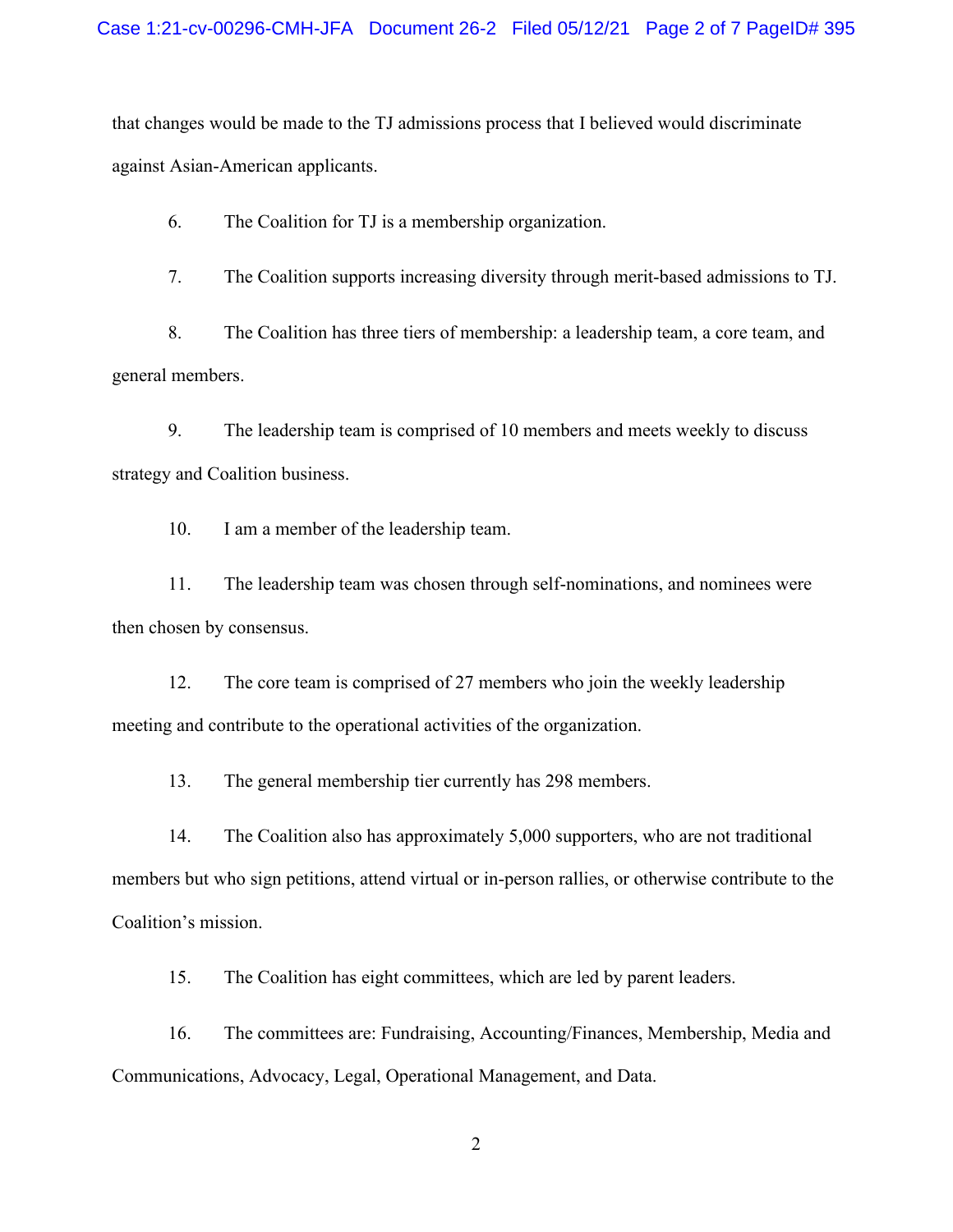that changes would be made to the TJ admissions process that I believed would discriminate against Asian-American applicants.

6. The Coalition for TJ is a membership organization.

7. The Coalition supports increasing diversity through merit-based admissions to TJ.

8. The Coalition has three tiers of membership: a leadership team, a core team, and general members.

9. The leadership team is comprised of 10 members and meets weekly to discuss strategy and Coalition business.

10. I am a member of the leadership team.

11. The leadership team was chosen through self-nominations, and nominees were then chosen by consensus.

12. The core team is comprised of 27 members who join the weekly leadership meeting and contribute to the operational activities of the organization.

13. The general membership tier currently has 298 members.

14. The Coalition also has approximately 5,000 supporters, who are not traditional members but who sign petitions, attend virtual or in-person rallies, or otherwise contribute to the Coalition's mission.

15. The Coalition has eight committees, which are led by parent leaders.

16. The committees are: Fundraising, Accounting/Finances, Membership, Media and Communications, Advocacy, Legal, Operational Management, and Data.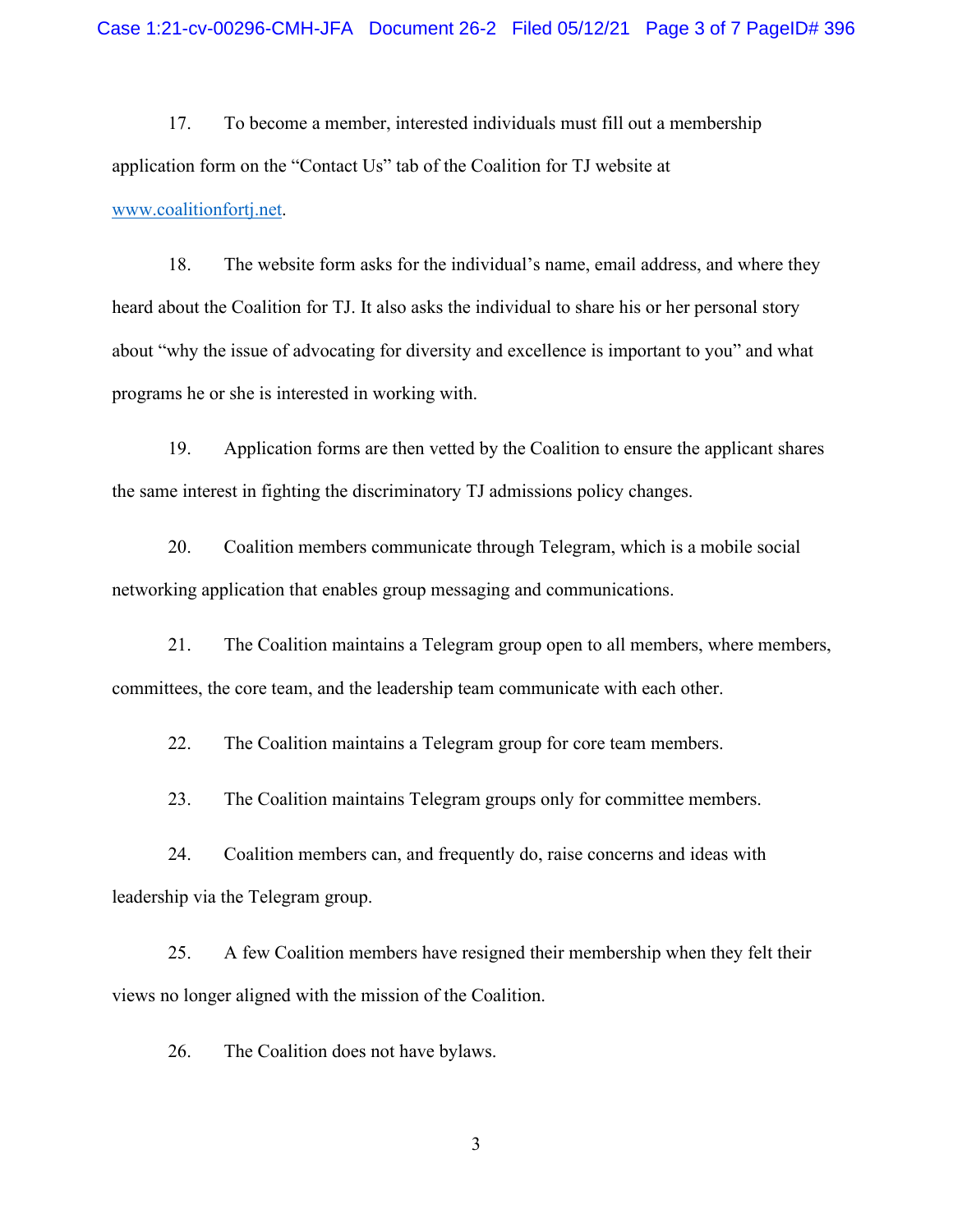17. To become a member, interested individuals must fill out a membership application form on the "Contact Us" tab of the Coalition for TJ website at www.coalitionfortj.net.

18. The website form asks for the individual's name, email address, and where they heard about the Coalition for TJ. It also asks the individual to share his or her personal story about "why the issue of advocating for diversity and excellence is important to you" and what programs he or she is interested in working with.

19. Application forms are then vetted by the Coalition to ensure the applicant shares the same interest in fighting the discriminatory TJ admissions policy changes.

20. Coalition members communicate through Telegram, which is a mobile social networking application that enables group messaging and communications.

21. The Coalition maintains a Telegram group open to all members, where members, committees, the core team, and the leadership team communicate with each other.

22. The Coalition maintains a Telegram group for core team members.

23. The Coalition maintains Telegram groups only for committee members.

24. Coalition members can, and frequently do, raise concerns and ideas with leadership via the Telegram group.

25. A few Coalition members have resigned their membership when they felt their views no longer aligned with the mission of the Coalition.

26. The Coalition does not have bylaws.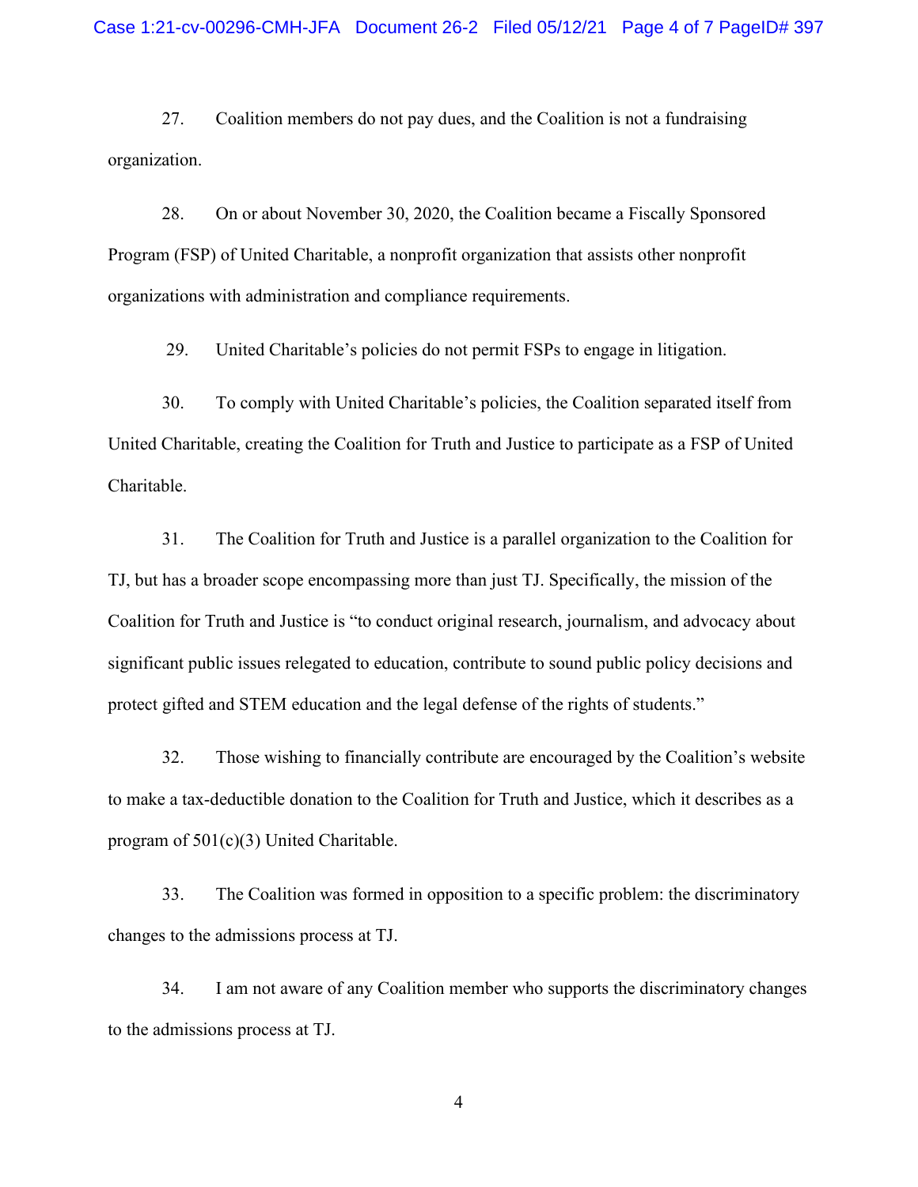27. Coalition members do not pay dues, and the Coalition is not a fundraising organization.

28. On or about November 30, 2020, the Coalition became a Fiscally Sponsored Program (FSP) of United Charitable, a nonprofit organization that assists other nonprofit organizations with administration and compliance requirements.

29. United Charitable's policies do not permit FSPs to engage in litigation.

30. To comply with United Charitable's policies, the Coalition separated itself from United Charitable, creating the Coalition for Truth and Justice to participate as a FSP of United Charitable.

31. The Coalition for Truth and Justice is a parallel organization to the Coalition for TJ, but has a broader scope encompassing more than just TJ. Specifically, the mission of the Coalition for Truth and Justice is "to conduct original research, journalism, and advocacy about significant public issues relegated to education, contribute to sound public policy decisions and protect gifted and STEM education and the legal defense of the rights of students."

32. Those wishing to financially contribute are encouraged by the Coalition's website to make a tax-deductible donation to the Coalition for Truth and Justice, which it describes as a program of 501(c)(3) United Charitable.

33. The Coalition was formed in opposition to a specific problem: the discriminatory changes to the admissions process at TJ.

34. I am not aware of any Coalition member who supports the discriminatory changes to the admissions process at TJ.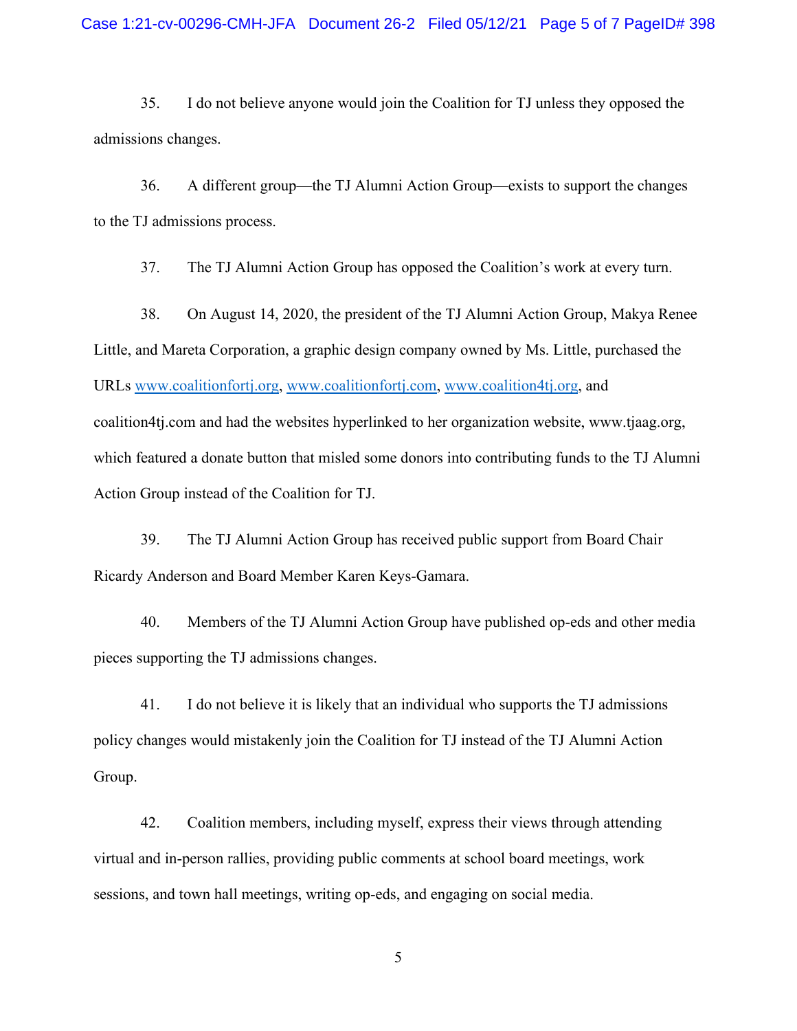35. I do not believe anyone would join the Coalition for TJ unless they opposed the admissions changes.

36. A different group—the TJ Alumni Action Group—exists to support the changes to the TJ admissions process.

37. The TJ Alumni Action Group has opposed the Coalition's work at every turn.

38. On August 14, 2020, the president of the TJ Alumni Action Group, Makya Renee Little, and Mareta Corporation, a graphic design company owned by Ms. Little, purchased the URLs www.coalitionfortj.org, www.coalitionfortj.com, www.coalition4tj.org, and coalition4tj.com and had the websites hyperlinked to her organization website, www.tjaag.org, which featured a donate button that misled some donors into contributing funds to the TJ Alumni Action Group instead of the Coalition for TJ.

39. The TJ Alumni Action Group has received public support from Board Chair Ricardy Anderson and Board Member Karen Keys-Gamara.

40. Members of the TJ Alumni Action Group have published op-eds and other media pieces supporting the TJ admissions changes.

41. I do not believe it is likely that an individual who supports the TJ admissions policy changes would mistakenly join the Coalition for TJ instead of the TJ Alumni Action Group.

42. Coalition members, including myself, express their views through attending virtual and in-person rallies, providing public comments at school board meetings, work sessions, and town hall meetings, writing op-eds, and engaging on social media.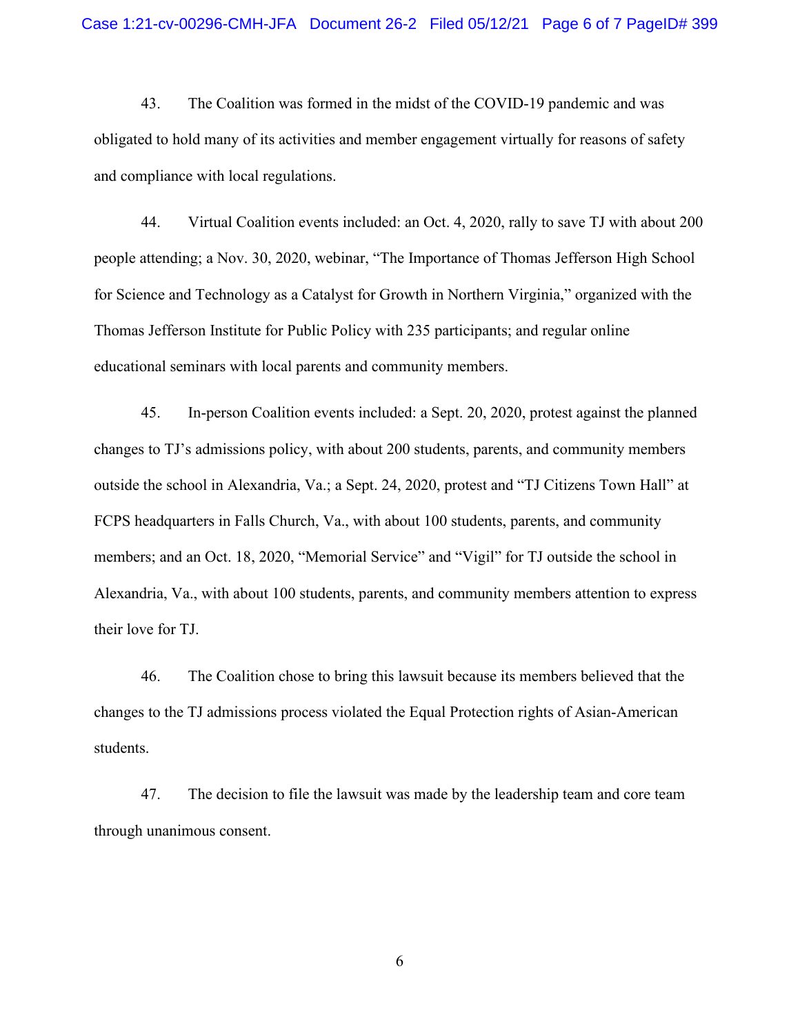43. The Coalition was formed in the midst of the COVID-19 pandemic and was obligated to hold many of its activities and member engagement virtually for reasons of safety and compliance with local regulations.

44. Virtual Coalition events included: an Oct. 4, 2020, rally to save TJ with about 200 people attending; a Nov. 30, 2020, webinar, "The Importance of Thomas Jefferson High School for Science and Technology as a Catalyst for Growth in Northern Virginia," organized with the Thomas Jefferson Institute for Public Policy with 235 participants; and regular online educational seminars with local parents and community members.

45. In-person Coalition events included: a Sept. 20, 2020, protest against the planned changes to TJ's admissions policy, with about 200 students, parents, and community members outside the school in Alexandria, Va.; a Sept. 24, 2020, protest and "TJ Citizens Town Hall" at FCPS headquarters in Falls Church, Va., with about 100 students, parents, and community members; and an Oct. 18, 2020, "Memorial Service" and "Vigil" for TJ outside the school in Alexandria, Va., with about 100 students, parents, and community members attention to express their love for TJ.

46. The Coalition chose to bring this lawsuit because its members believed that the changes to the TJ admissions process violated the Equal Protection rights of Asian-American students.

47. The decision to file the lawsuit was made by the leadership team and core team through unanimous consent.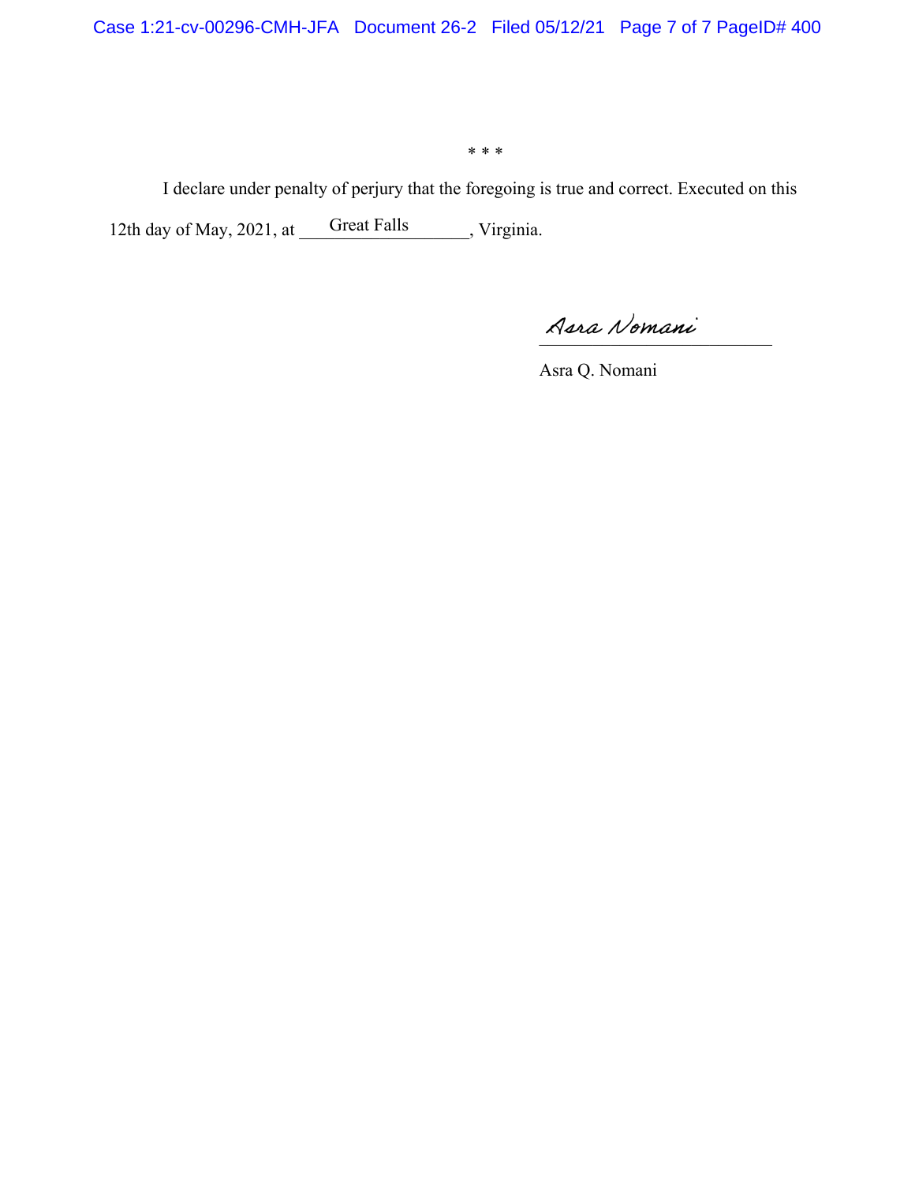* * *

I declare under penalty of perjury that the foregoing is true and correct. Executed on this 12th day of May, 2021, at Great Falls, Virginia.

Asra Nomani

Asra Q. Nomani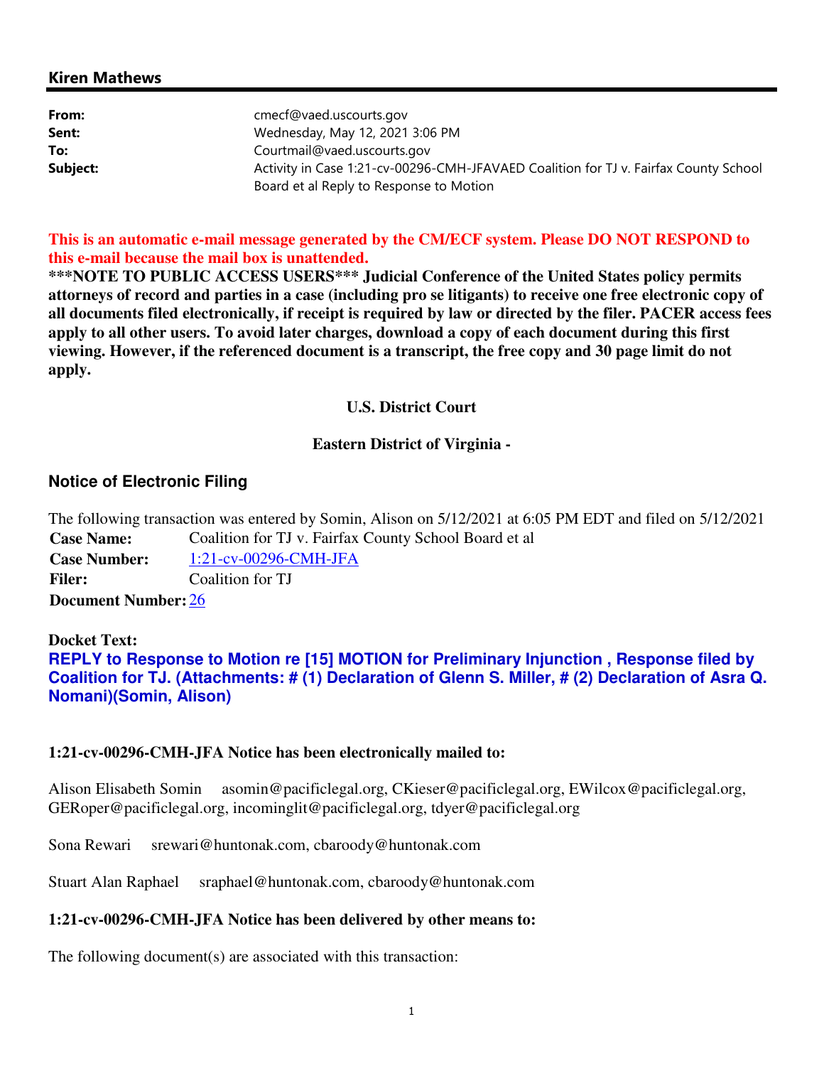**Kiren Mathews**

| | |
|---|---|
| **From:** | cmecf@vaed.uscourts.gov |
| **Sent:** | Wednesday, May 12, 2021 3:06 PM |
| **To:** | Courtmail@vaed.uscourts.gov |
| **Subject:** | Activity in Case 1:21-cv-00296-CMH-JFAVAED Coalition for TJ v. Fairfax County School Board et al Reply to Response to Motion |

**This is an automatic e-mail message generated by the CM/ECF system. Please DO NOT RESPOND to this e-mail because the mail box is unattended.**
*****NOTE TO PUBLIC ACCESS USERS*** Judicial Conference of the United States policy permits attorneys of record and parties in a case (including pro se litigants) to receive one free electronic copy of all documents filed electronically, if receipt is required by law or directed by the filer. PACER access fees apply to all other users. To avoid later charges, download a copy of each document during this first viewing. However, if the referenced document is a transcript, the free copy and 30 page limit do not apply.**

**U.S. District Court**

**Eastern District of Virginia -**

### Notice of Electronic Filing

The following transaction was entered by Somin, Alison on 5/12/2021 at 6:05 PM EDT and filed on 5/12/2021

| | |
|---|---|
| **Case Name:** | Coalition for TJ v. Fairfax County School Board et al |
| **Case Number:** | 1:21-cv-00296-CMH-JFA |
| **Filer:** | Coalition for TJ |
| **Document Number:** | 26 |

**Docket Text:**
**REPLY to Response to Motion re [15] MOTION for Preliminary Injunction , Response filed by Coalition for TJ. (Attachments: # (1) Declaration of Glenn S. Miller, # (2) Declaration of Asra Q. Nomani)(Somin, Alison)**

**1:21-cv-00296-CMH-JFA Notice has been electronically mailed to:**

Alison Elisabeth Somin asomin@pacificlegal.org, CKieser@pacificlegal.org, EWilcox@pacificlegal.org, GERoper@pacificlegal.org, incominglit@pacificlegal.org, tdyer@pacificlegal.org

Sona Rewari srewari@huntonak.com, cbaroody@huntonak.com

Stuart Alan Raphael sraphael@huntonak.com, cbaroody@huntonak.com

**1:21-cv-00296-CMH-JFA Notice has been delivered by other means to:**

The following document(s) are associated with this transaction: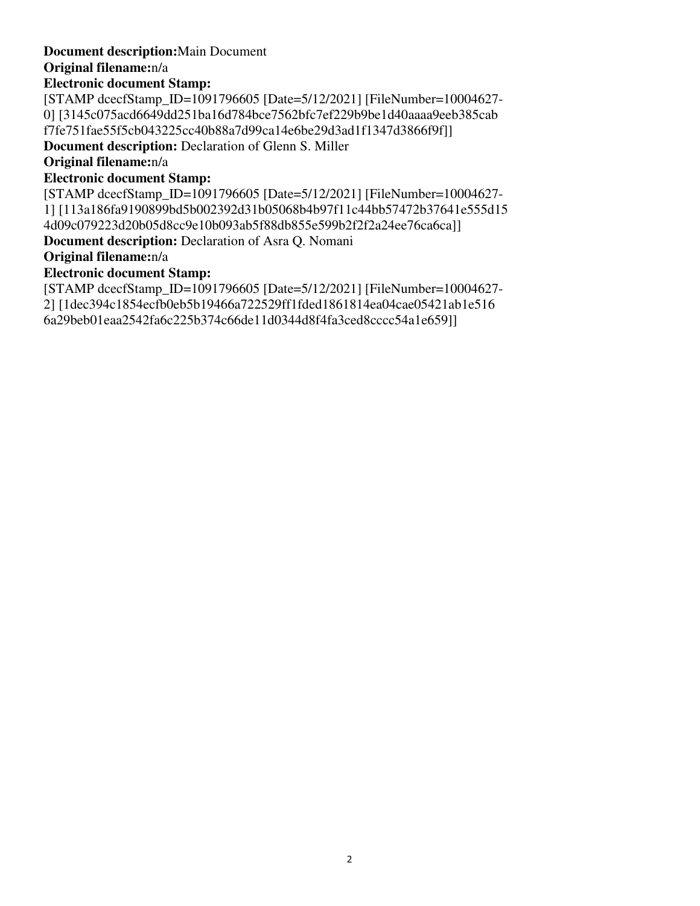**Document description:** Main Document
**Original filename:** n/a
**Electronic document Stamp:**
[STAMP dcecfStamp_ID=1091796605 [Date=5/12/2021] [FileNumber=10004627-0] [3145c075acd6649dd251ba16d784bce7562bfc7ef229b9be1d40aaaa9eeb385cab f7fe751fae55f5cb043225cc40b88a7d99ca14e6be29d3ad1f1347d3866f9f]]
**Document description:** Declaration of Glenn S. Miller
**Original filename:** n/a
**Electronic document Stamp:**
[STAMP dcecfStamp_ID=1091796605 [Date=5/12/2021] [FileNumber=10004627-1] [113a186fa9190899bd5b002392d31b05068b4b97f11c44bb57472b37641e555d15 4d09c079223d20b05d8cc9e10b093ab5f88db855e599b2f2f2a24ee76ca6ca]]
**Document description:** Declaration of Asra Q. Nomani
**Original filename:** n/a
**Electronic document Stamp:**
[STAMP dcecfStamp_ID=1091796605 [Date=5/12/2021] [FileNumber=10004627-2] [1dec394c1854ecfb0eb5b19466a722529ff1fded1861814ea04cae05421ab1e516 6a29beb01eaa2542fa6c225b374c66de11d0344d8f4fa3ced8cccc54a1e659]]